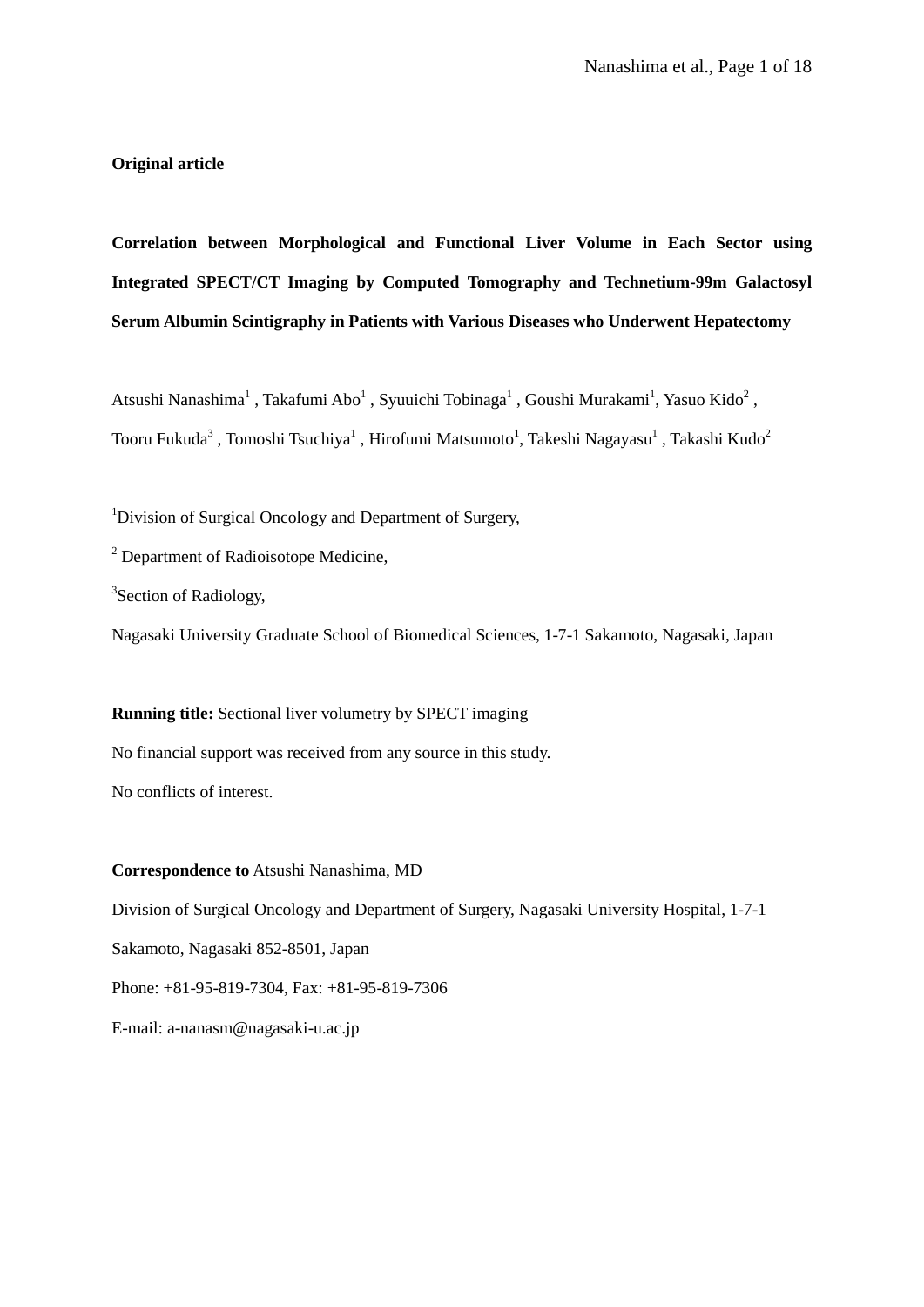**Original article**

# Correlation between Morphological and Functional Liver Volume in Each Sector using Integrated SPECT/CT Imaging by Computed Tomography and Technetium-99m Galactosyl Serum Albumin Scintigraphy in Patients with Various Diseases who Underwent Hepatectomy

Atsushi Nanashima[1] , Takafumi Abo[1] , Syuuichi Tobinaga[1] , Goushi Murakami[1], Yasuo Kido[2] , Tooru Fukuda[3] , Tomoshi Tsuchiya[1] , Hirofumi Matsumoto[1], Takeshi Nagayasu[1] , Takashi Kudo[2]

[1]Division of Surgical Oncology and Department of Surgery,

[2] Department of Radioisotope Medicine,

[3]Section of Radiology,

Nagasaki University Graduate School of Biomedical Sciences, 1-7-1 Sakamoto, Nagasaki, Japan

**Running title:** Sectional liver volumetry by SPECT imaging

No financial support was received from any source in this study.

No conflicts of interest.

**Correspondence to** Atsushi Nanashima, MD

Division of Surgical Oncology and Department of Surgery, Nagasaki University Hospital, 1-7-1 Sakamoto, Nagasaki 852-8501, Japan

Phone: +81-95-819-7304, Fax: +81-95-819-7306

E-mail: a-nanasm@nagasaki-u.ac.jp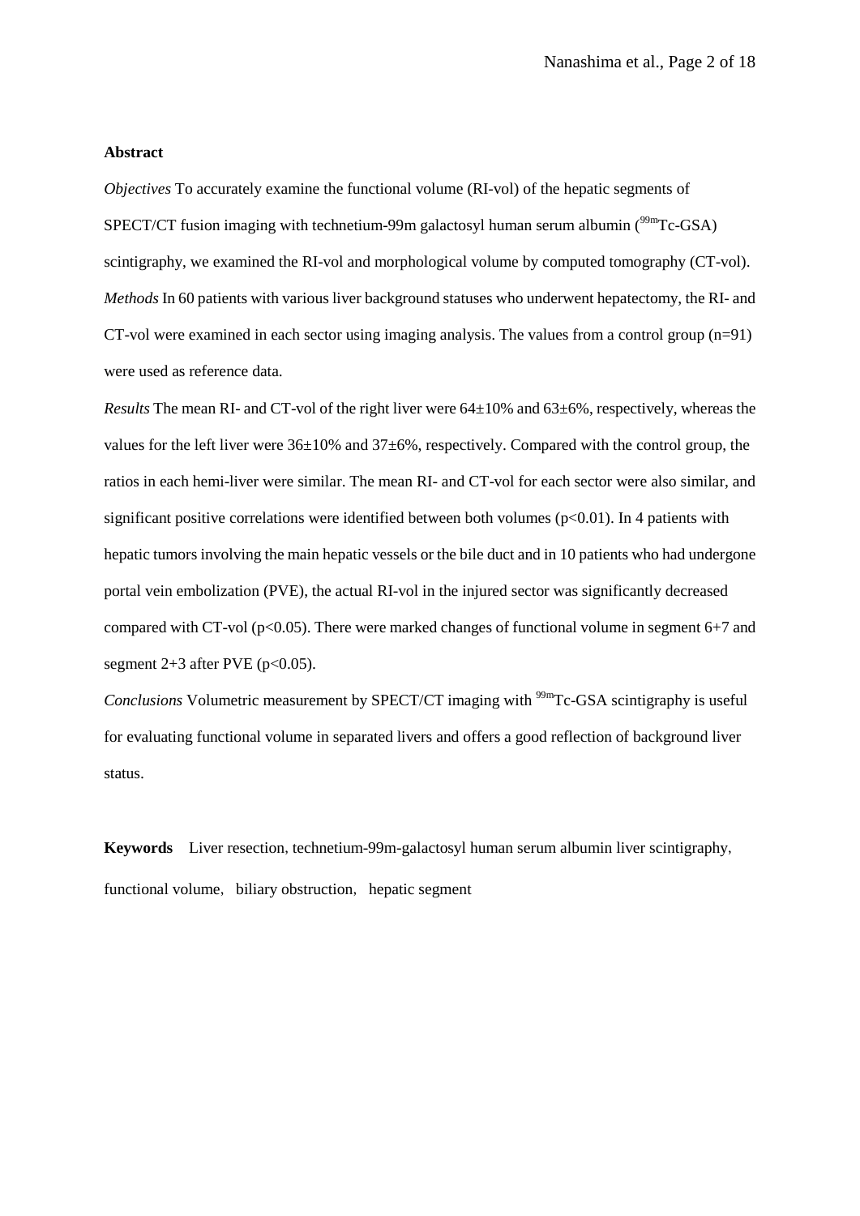**Abstract**

*Objectives* To accurately examine the functional volume (RI-vol) of the hepatic segments of SPECT/CT fusion imaging with technetium-99m galactosyl human serum albumin ($^{99m}$Tc-GSA) scintigraphy, we examined the RI-vol and morphological volume by computed tomography (CT-vol).

*Methods* In 60 patients with various liver background statuses who underwent hepatectomy, the RI- and CT-vol were examined in each sector using imaging analysis. The values from a control group (n=91) were used as reference data.

*Results* The mean RI- and CT-vol of the right liver were 64±10% and 63±6%, respectively, whereas the values for the left liver were 36±10% and 37±6%, respectively. Compared with the control group, the ratios in each hemi-liver were similar. The mean RI- and CT-vol for each sector were also similar, and significant positive correlations were identified between both volumes ($p<0.01$). In 4 patients with hepatic tumors involving the main hepatic vessels or the bile duct and in 10 patients who had undergone portal vein embolization (PVE), the actual RI-vol in the injured sector was significantly decreased compared with CT-vol ($p<0.05$). There were marked changes of functional volume in segment 6+7 and segment 2+3 after PVE ($p<0.05$).

*Conclusions* Volumetric measurement by SPECT/CT imaging with $^{99m}$Tc-GSA scintigraphy is useful for evaluating functional volume in separated livers and offers a good reflection of background liver status.

**Keywords** Liver resection, technetium-99m-galactosyl human serum albumin liver scintigraphy, functional volume, biliary obstruction, hepatic segment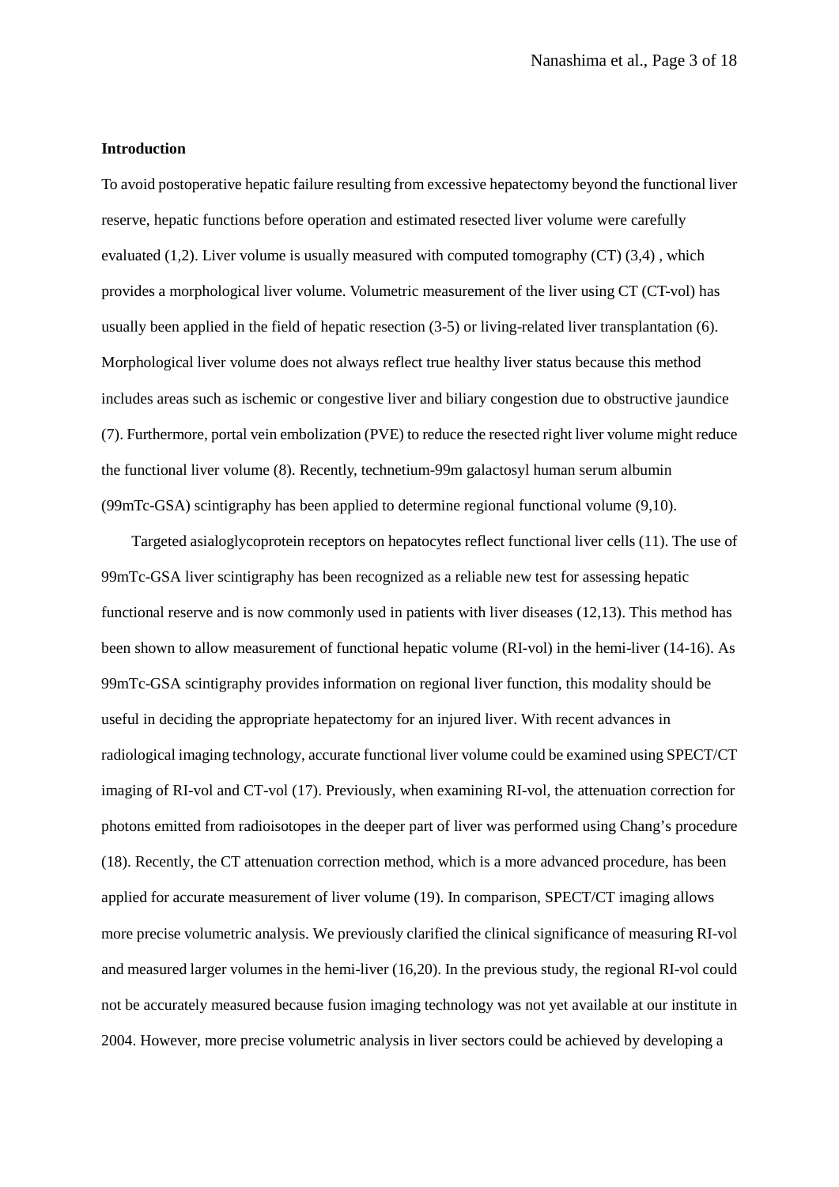**Introduction**

To avoid postoperative hepatic failure resulting from excessive hepatectomy beyond the functional liver reserve, hepatic functions before operation and estimated resected liver volume were carefully evaluated (1,2). Liver volume is usually measured with computed tomography (CT) (3,4) , which provides a morphological liver volume. Volumetric measurement of the liver using CT (CT-vol) has usually been applied in the field of hepatic resection (3-5) or living-related liver transplantation (6). Morphological liver volume does not always reflect true healthy liver status because this method includes areas such as ischemic or congestive liver and biliary congestion due to obstructive jaundice (7). Furthermore, portal vein embolization (PVE) to reduce the resected right liver volume might reduce the functional liver volume (8). Recently, technetium-99m galactosyl human serum albumin (99mTc-GSA) scintigraphy has been applied to determine regional functional volume (9,10).

Targeted asialoglycoprotein receptors on hepatocytes reflect functional liver cells (11). The use of 99mTc-GSA liver scintigraphy has been recognized as a reliable new test for assessing hepatic functional reserve and is now commonly used in patients with liver diseases (12,13). This method has been shown to allow measurement of functional hepatic volume (RI-vol) in the hemi-liver (14-16). As 99mTc-GSA scintigraphy provides information on regional liver function, this modality should be useful in deciding the appropriate hepatectomy for an injured liver. With recent advances in radiological imaging technology, accurate functional liver volume could be examined using SPECT/CT imaging of RI-vol and CT-vol (17). Previously, when examining RI-vol, the attenuation correction for photons emitted from radioisotopes in the deeper part of liver was performed using Chang's procedure (18). Recently, the CT attenuation correction method, which is a more advanced procedure, has been applied for accurate measurement of liver volume (19). In comparison, SPECT/CT imaging allows more precise volumetric analysis. We previously clarified the clinical significance of measuring RI-vol and measured larger volumes in the hemi-liver (16,20). In the previous study, the regional RI-vol could not be accurately measured because fusion imaging technology was not yet available at our institute in 2004. However, more precise volumetric analysis in liver sectors could be achieved by developing a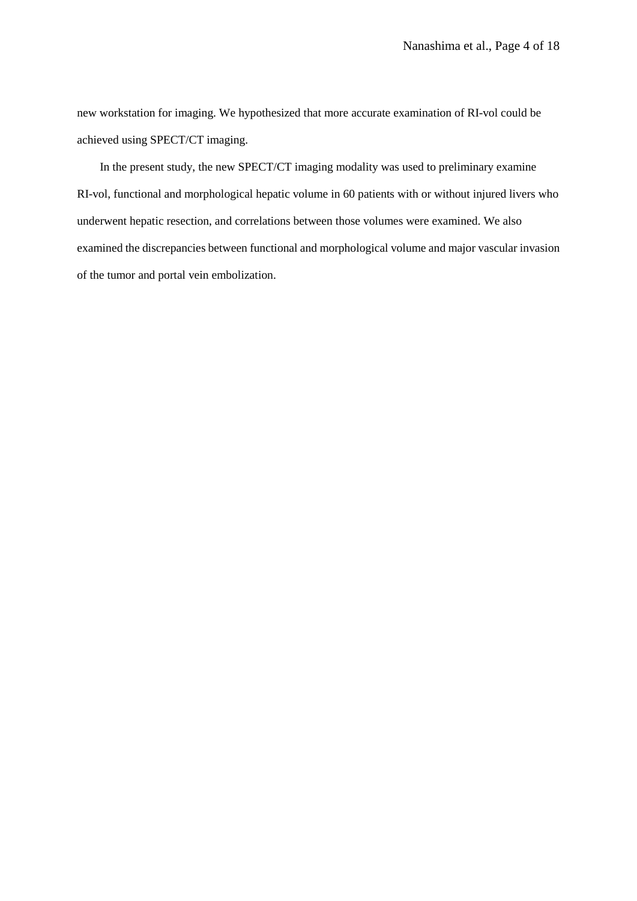new workstation for imaging. We hypothesized that more accurate examination of RI-vol could be achieved using SPECT/CT imaging.

In the present study, the new SPECT/CT imaging modality was used to preliminary examine RI-vol, functional and morphological hepatic volume in 60 patients with or without injured livers who underwent hepatic resection, and correlations between those volumes were examined. We also examined the discrepancies between functional and morphological volume and major vascular invasion of the tumor and portal vein embolization.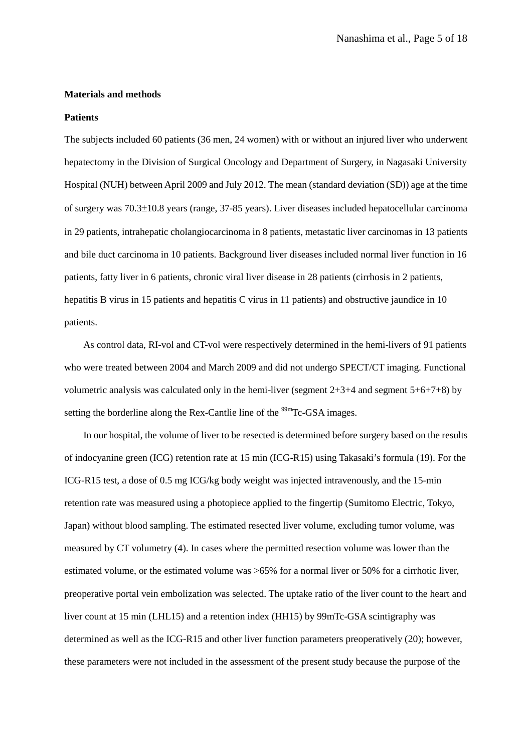**Materials and methods**

**Patients**

The subjects included 60 patients (36 men, 24 women) with or without an injured liver who underwent hepatectomy in the Division of Surgical Oncology and Department of Surgery, in Nagasaki University Hospital (NUH) between April 2009 and July 2012. The mean (standard deviation (SD)) age at the time of surgery was 70.3±10.8 years (range, 37-85 years). Liver diseases included hepatocellular carcinoma in 29 patients, intrahepatic cholangiocarcinoma in 8 patients, metastatic liver carcinomas in 13 patients and bile duct carcinoma in 10 patients. Background liver diseases included normal liver function in 16 patients, fatty liver in 6 patients, chronic viral liver disease in 28 patients (cirrhosis in 2 patients, hepatitis B virus in 15 patients and hepatitis C virus in 11 patients) and obstructive jaundice in 10 patients.

As control data, RI-vol and CT-vol were respectively determined in the hemi-livers of 91 patients who were treated between 2004 and March 2009 and did not undergo SPECT/CT imaging. Functional volumetric analysis was calculated only in the hemi-liver (segment 2+3+4 and segment 5+6+7+8) by setting the borderline along the Rex-Cantlie line of the $^{99m}$Tc-GSA images.

In our hospital, the volume of liver to be resected is determined before surgery based on the results of indocyanine green (ICG) retention rate at 15 min (ICG-R15) using Takasaki's formula (19). For the ICG-R15 test, a dose of 0.5 mg ICG/kg body weight was injected intravenously, and the 15-min retention rate was measured using a photopiece applied to the fingertip (Sumitomo Electric, Tokyo, Japan) without blood sampling. The estimated resected liver volume, excluding tumor volume, was measured by CT volumetry (4). In cases where the permitted resection volume was lower than the estimated volume, or the estimated volume was >65% for a normal liver or 50% for a cirrhotic liver, preoperative portal vein embolization was selected. The uptake ratio of the liver count to the heart and liver count at 15 min (LHL15) and a retention index (HH15) by 99mTc-GSA scintigraphy was determined as well as the ICG-R15 and other liver function parameters preoperatively (20); however, these parameters were not included in the assessment of the present study because the purpose of the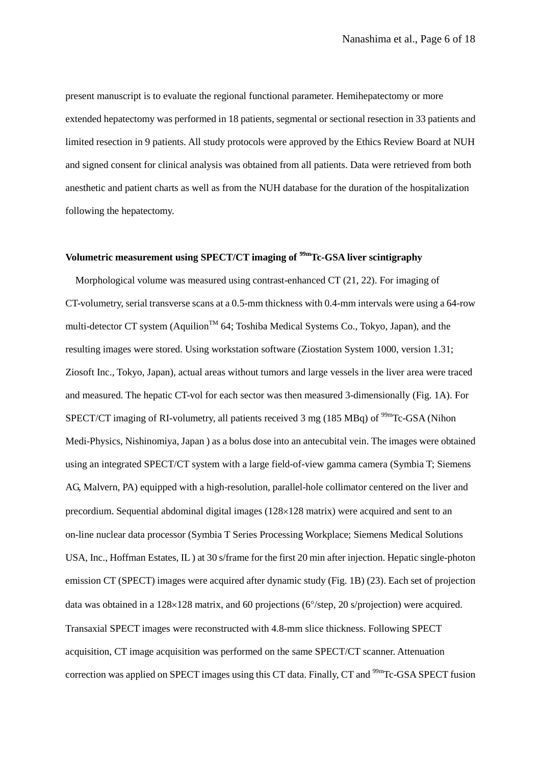present manuscript is to evaluate the regional functional parameter. Hemihepatectomy or more extended hepatectomy was performed in 18 patients, segmental or sectional resection in 33 patients and limited resection in 9 patients. All study protocols were approved by the Ethics Review Board at NUH and signed consent for clinical analysis was obtained from all patients. Data were retrieved from both anesthetic and patient charts as well as from the NUH database for the duration of the hospitalization following the hepatectomy.

### Volumetric measurement using SPECT/CT imaging of $^{99m}$Tc-GSA liver scintigraphy

Morphological volume was measured using contrast-enhanced CT (21, 22). For imaging of CT-volumetry, serial transverse scans at a 0.5-mm thickness with 0.4-mm intervals were using a 64-row multi-detector CT system (Aquilion$^{TM}$ 64; Toshiba Medical Systems Co., Tokyo, Japan), and the resulting images were stored. Using workstation software (Ziostation System 1000, version 1.31; Ziosoft Inc., Tokyo, Japan), actual areas without tumors and large vessels in the liver area were traced and measured. The hepatic CT-vol for each sector was then measured 3-dimensionally (Fig. 1A). For SPECT/CT imaging of RI-volumetry, all patients received 3 mg (185 MBq) of $^{99m}$Tc-GSA (Nihon Medi-Physics, Nishinomiya, Japan ) as a bolus dose into an antecubital vein. The images were obtained using an integrated SPECT/CT system with a large field-of-view gamma camera (Symbia T; Siemens AG, Malvern, PA) equipped with a high-resolution, parallel-hole collimator centered on the liver and precordium. Sequential abdominal digital images (128×128 matrix) were acquired and sent to an on-line nuclear data processor (Symbia T Series Processing Workplace; Siemens Medical Solutions USA, Inc., Hoffman Estates, IL ) at 30 s/frame for the first 20 min after injection. Hepatic single-photon emission CT (SPECT) images were acquired after dynamic study (Fig. 1B) (23). Each set of projection data was obtained in a 128×128 matrix, and 60 projections (6°/step, 20 s/projection) were acquired. Transaxial SPECT images were reconstructed with 4.8-mm slice thickness. Following SPECT acquisition, CT image acquisition was performed on the same SPECT/CT scanner. Attenuation correction was applied on SPECT images using this CT data. Finally, CT and $^{99m}$Tc-GSA SPECT fusion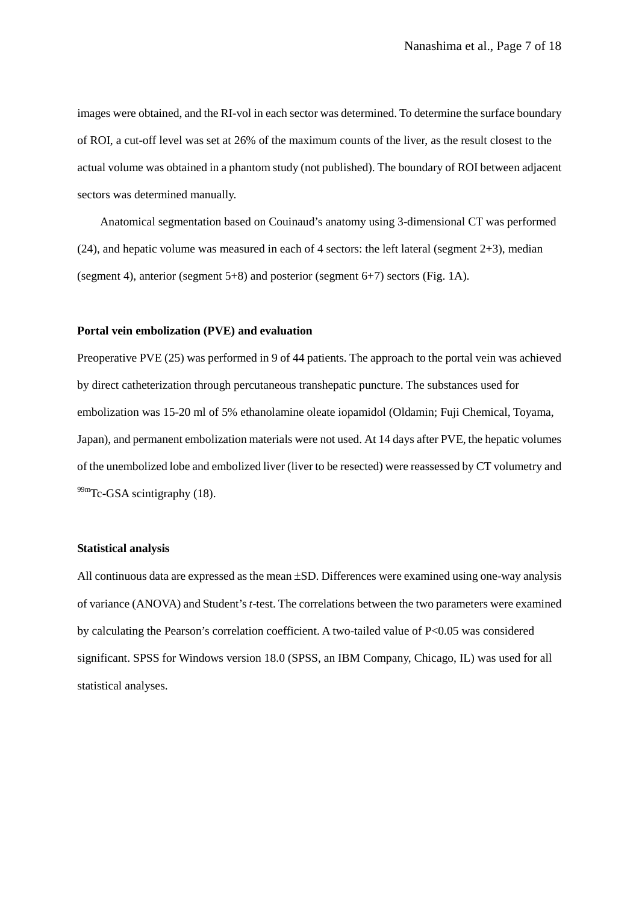images were obtained, and the RI-vol in each sector was determined. To determine the surface boundary of ROI, a cut-off level was set at 26% of the maximum counts of the liver, as the result closest to the actual volume was obtained in a phantom study (not published). The boundary of ROI between adjacent sectors was determined manually.

Anatomical segmentation based on Couinaud's anatomy using 3-dimensional CT was performed (24), and hepatic volume was measured in each of 4 sectors: the left lateral (segment 2+3), median (segment 4), anterior (segment 5+8) and posterior (segment 6+7) sectors (Fig. 1A).

**Portal vein embolization (PVE) and evaluation**

Preoperative PVE (25) was performed in 9 of 44 patients. The approach to the portal vein was achieved by direct catheterization through percutaneous transhepatic puncture. The substances used for embolization was 15-20 ml of 5% ethanolamine oleate iopamidol (Oldamin; Fuji Chemical, Toyama, Japan), and permanent embolization materials were not used. At 14 days after PVE, the hepatic volumes of the unembolized lobe and embolized liver (liver to be resected) were reassessed by CT volumetry and $^{99m}$Tc-GSA scintigraphy (18).

**Statistical analysis**

All continuous data are expressed as the mean ±SD. Differences were examined using one-way analysis of variance (ANOVA) and Student's *t*-test. The correlations between the two parameters were examined by calculating the Pearson's correlation coefficient. A two-tailed value of $P<0.05$ was considered significant. SPSS for Windows version 18.0 (SPSS, an IBM Company, Chicago, IL) was used for all statistical analyses.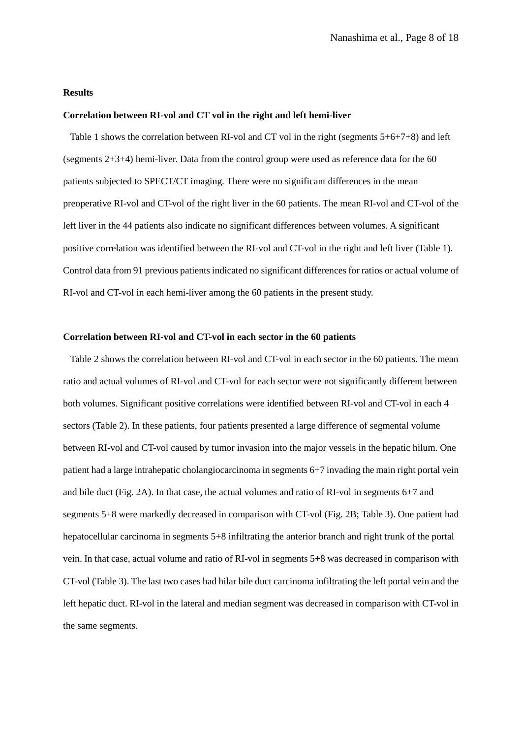## Results

### Correlation between RI-vol and CT vol in the right and left hemi-liver

Table 1 shows the correlation between RI-vol and CT vol in the right (segments 5+6+7+8) and left (segments 2+3+4) hemi-liver. Data from the control group were used as reference data for the 60 patients subjected to SPECT/CT imaging. There were no significant differences in the mean preoperative RI-vol and CT-vol of the right liver in the 60 patients. The mean RI-vol and CT-vol of the left liver in the 44 patients also indicate no significant differences between volumes. A significant positive correlation was identified between the RI-vol and CT-vol in the right and left liver (Table 1). Control data from 91 previous patients indicated no significant differences for ratios or actual volume of RI-vol and CT-vol in each hemi-liver among the 60 patients in the present study.

### Correlation between RI-vol and CT-vol in each sector in the 60 patients

Table 2 shows the correlation between RI-vol and CT-vol in each sector in the 60 patients. The mean ratio and actual volumes of RI-vol and CT-vol for each sector were not significantly different between both volumes. Significant positive correlations were identified between RI-vol and CT-vol in each 4 sectors (Table 2). In these patients, four patients presented a large difference of segmental volume between RI-vol and CT-vol caused by tumor invasion into the major vessels in the hepatic hilum. One patient had a large intrahepatic cholangiocarcinoma in segments 6+7 invading the main right portal vein and bile duct (Fig. 2A). In that case, the actual volumes and ratio of RI-vol in segments 6+7 and segments 5+8 were markedly decreased in comparison with CT-vol (Fig. 2B; Table 3). One patient had hepatocellular carcinoma in segments 5+8 infiltrating the anterior branch and right trunk of the portal vein. In that case, actual volume and ratio of RI-vol in segments 5+8 was decreased in comparison with CT-vol (Table 3). The last two cases had hilar bile duct carcinoma infiltrating the left portal vein and the left hepatic duct. RI-vol in the lateral and median segment was decreased in comparison with CT-vol in the same segments.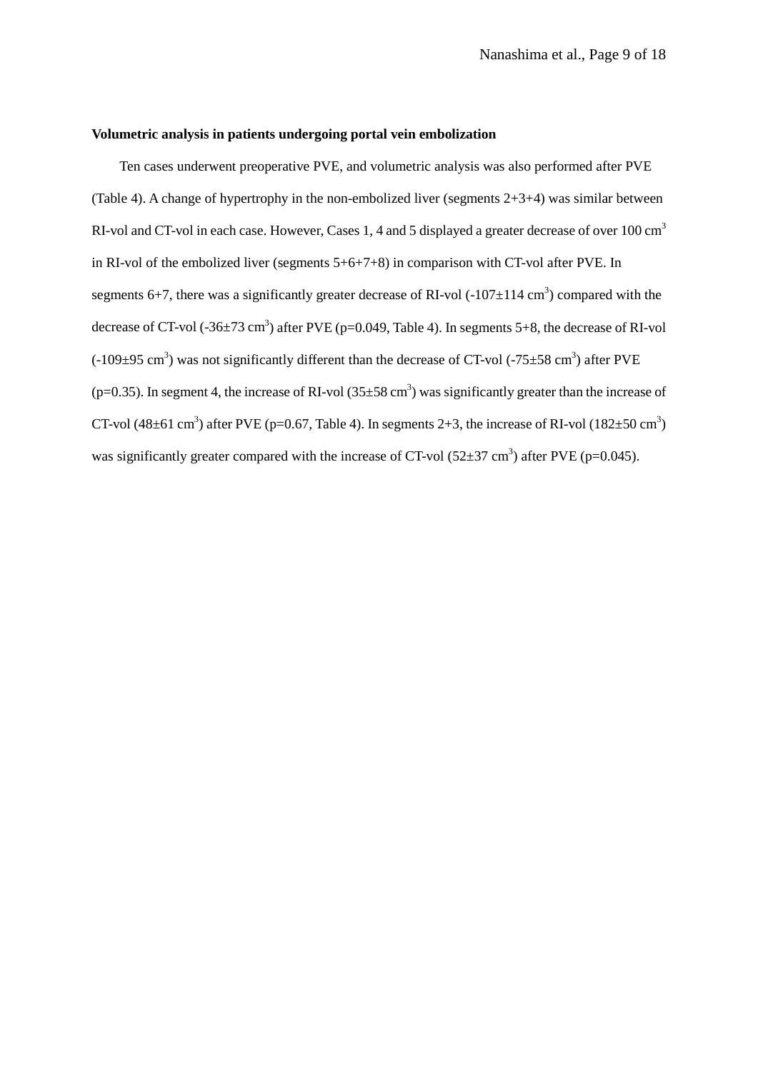**Volumetric analysis in patients undergoing portal vein embolization**

Ten cases underwent preoperative PVE, and volumetric analysis was also performed after PVE (Table 4). A change of hypertrophy in the non-embolized liver (segments 2+3+4) was similar between RI-vol and CT-vol in each case. However, Cases 1, 4 and 5 displayed a greater decrease of over 100 $cm^3$ in RI-vol of the embolized liver (segments 5+6+7+8) in comparison with CT-vol after PVE. In segments 6+7, there was a significantly greater decrease of RI-vol (-107±114 $cm^3$) compared with the decrease of CT-vol (-36±73 $cm^3$) after PVE (p=0.049, Table 4). In segments 5+8, the decrease of RI-vol (-109±95 $cm^3$) was not significantly different than the decrease of CT-vol (-75±58 $cm^3$) after PVE (p=0.35). In segment 4, the increase of RI-vol (35±58 $cm^3$) was significantly greater than the increase of CT-vol (48±61 $cm^3$) after PVE (p=0.67, Table 4). In segments 2+3, the increase of RI-vol (182±50 $cm^3$) was significantly greater compared with the increase of CT-vol (52±37 $cm^3$) after PVE (p=0.045).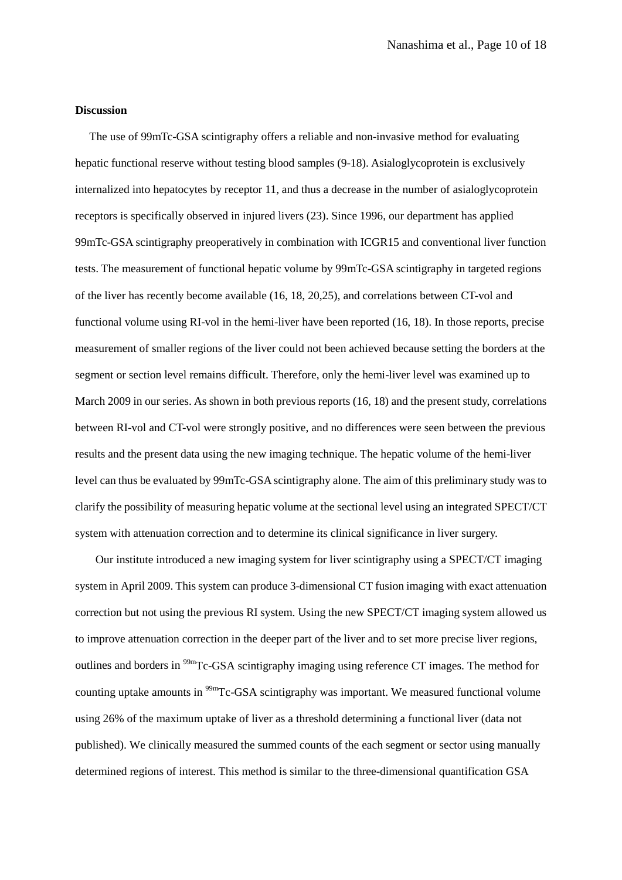**Discussion**

The use of 99mTc-GSA scintigraphy offers a reliable and non-invasive method for evaluating hepatic functional reserve without testing blood samples (9-18). Asialoglycoprotein is exclusively internalized into hepatocytes by receptor 11, and thus a decrease in the number of asialoglycoprotein receptors is specifically observed in injured livers (23). Since 1996, our department has applied 99mTc-GSA scintigraphy preoperatively in combination with ICGR15 and conventional liver function tests. The measurement of functional hepatic volume by 99mTc-GSA scintigraphy in targeted regions of the liver has recently become available (16, 18, 20,25), and correlations between CT-vol and functional volume using RI-vol in the hemi-liver have been reported (16, 18). In those reports, precise measurement of smaller regions of the liver could not been achieved because setting the borders at the segment or section level remains difficult. Therefore, only the hemi-liver level was examined up to March 2009 in our series. As shown in both previous reports (16, 18) and the present study, correlations between RI-vol and CT-vol were strongly positive, and no differences were seen between the previous results and the present data using the new imaging technique. The hepatic volume of the hemi-liver level can thus be evaluated by 99mTc-GSA scintigraphy alone. The aim of this preliminary study was to clarify the possibility of measuring hepatic volume at the sectional level using an integrated SPECT/CT system with attenuation correction and to determine its clinical significance in liver surgery.

Our institute introduced a new imaging system for liver scintigraphy using a SPECT/CT imaging system in April 2009. This system can produce 3-dimensional CT fusion imaging with exact attenuation correction but not using the previous RI system. Using the new SPECT/CT imaging system allowed us to improve attenuation correction in the deeper part of the liver and to set more precise liver regions, outlines and borders in $^{99m}$Tc-GSA scintigraphy imaging using reference CT images. The method for counting uptake amounts in $^{99m}$Tc-GSA scintigraphy was important. We measured functional volume using 26% of the maximum uptake of liver as a threshold determining a functional liver (data not published). We clinically measured the summed counts of the each segment or sector using manually determined regions of interest. This method is similar to the three-dimensional quantification GSA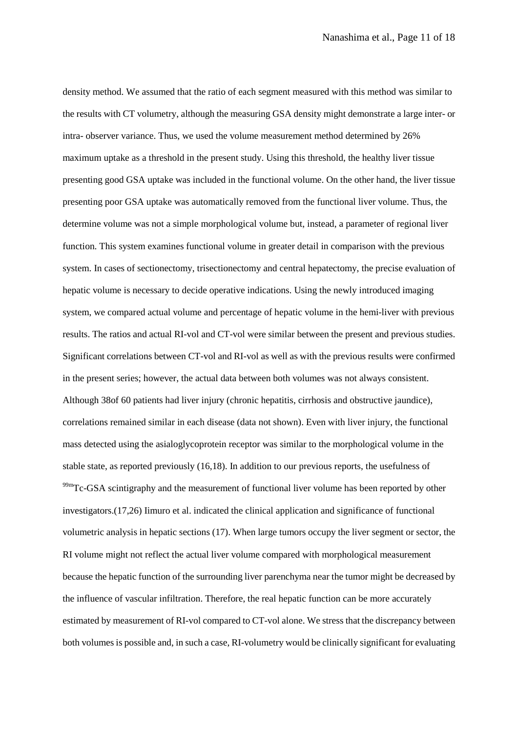density method. We assumed that the ratio of each segment measured with this method was similar to the results with CT volumetry, although the measuring GSA density might demonstrate a large inter- or intra- observer variance. Thus, we used the volume measurement method determined by 26% maximum uptake as a threshold in the present study. Using this threshold, the healthy liver tissue presenting good GSA uptake was included in the functional volume. On the other hand, the liver tissue presenting poor GSA uptake was automatically removed from the functional liver volume. Thus, the determine volume was not a simple morphological volume but, instead, a parameter of regional liver function. This system examines functional volume in greater detail in comparison with the previous system. In cases of sectionectomy, trisectionectomy and central hepatectomy, the precise evaluation of hepatic volume is necessary to decide operative indications. Using the newly introduced imaging system, we compared actual volume and percentage of hepatic volume in the hemi-liver with previous results. The ratios and actual RI-vol and CT-vol were similar between the present and previous studies. Significant correlations between CT-vol and RI-vol as well as with the previous results were confirmed in the present series; however, the actual data between both volumes was not always consistent. Although 38of 60 patients had liver injury (chronic hepatitis, cirrhosis and obstructive jaundice), correlations remained similar in each disease (data not shown). Even with liver injury, the functional mass detected using the asialoglycoprotein receptor was similar to the morphological volume in the stable state, as reported previously (16,18). In addition to our previous reports, the usefulness of $^{99m}$Tc-GSA scintigraphy and the measurement of functional liver volume has been reported by other investigators.(17,26) Iimuro et al. indicated the clinical application and significance of functional volumetric analysis in hepatic sections (17). When large tumors occupy the liver segment or sector, the RI volume might not reflect the actual liver volume compared with morphological measurement because the hepatic function of the surrounding liver parenchyma near the tumor might be decreased by the influence of vascular infiltration. Therefore, the real hepatic function can be more accurately estimated by measurement of RI-vol compared to CT-vol alone. We stress that the discrepancy between both volumes is possible and, in such a case, RI-volumetry would be clinically significant for evaluating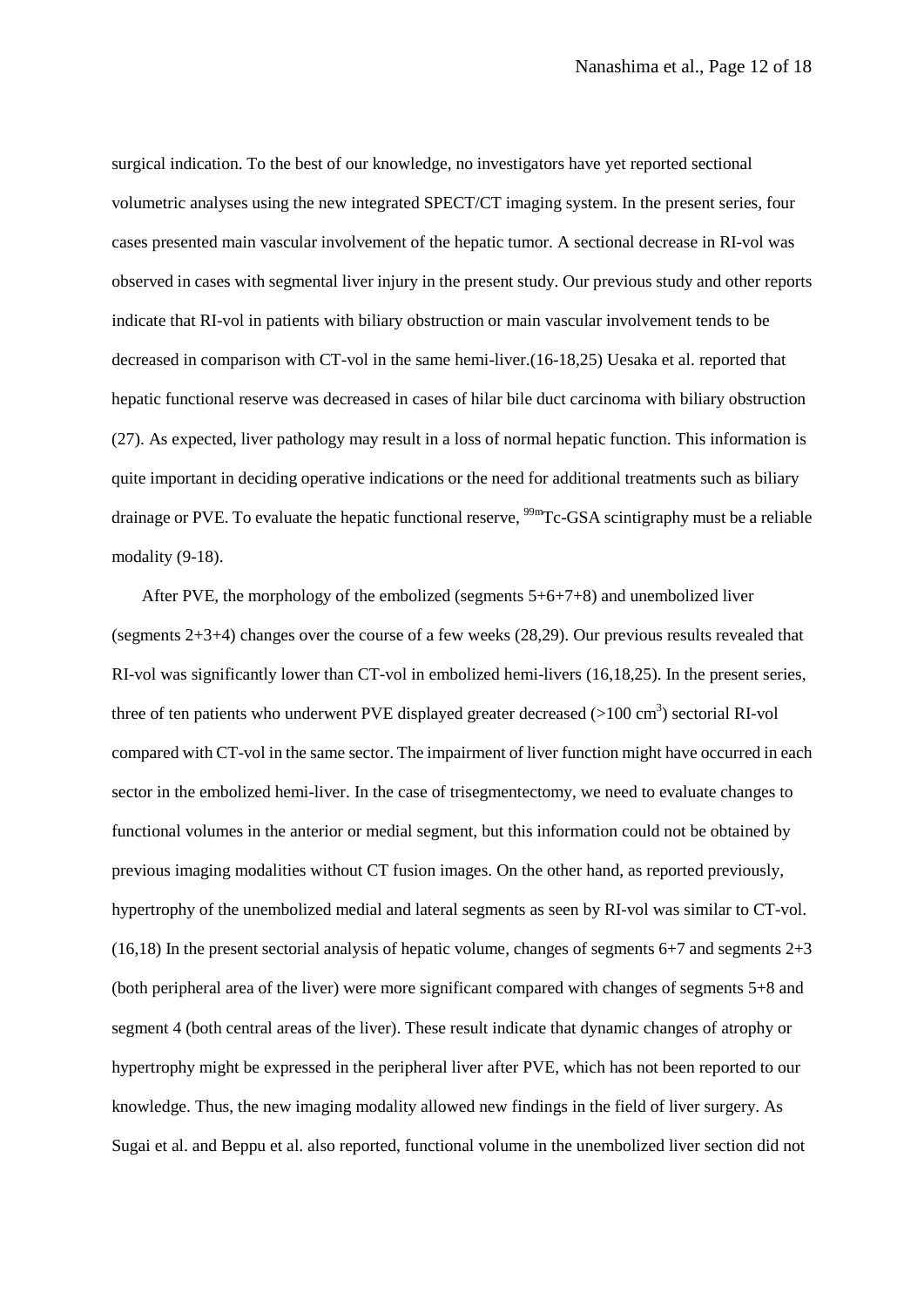surgical indication. To the best of our knowledge, no investigators have yet reported sectional volumetric analyses using the new integrated SPECT/CT imaging system. In the present series, four cases presented main vascular involvement of the hepatic tumor. A sectional decrease in RI-vol was observed in cases with segmental liver injury in the present study. Our previous study and other reports indicate that RI-vol in patients with biliary obstruction or main vascular involvement tends to be decreased in comparison with CT-vol in the same hemi-liver.(16-18,25) Uesaka et al. reported that hepatic functional reserve was decreased in cases of hilar bile duct carcinoma with biliary obstruction (27). As expected, liver pathology may result in a loss of normal hepatic function. This information is quite important in deciding operative indications or the need for additional treatments such as biliary drainage or PVE. To evaluate the hepatic functional reserve, $^{99m}$Tc-GSA scintigraphy must be a reliable modality (9-18).

After PVE, the morphology of the embolized (segments 5+6+7+8) and unembolized liver (segments 2+3+4) changes over the course of a few weeks (28,29). Our previous results revealed that RI-vol was significantly lower than CT-vol in embolized hemi-livers (16,18,25). In the present series, three of ten patients who underwent PVE displayed greater decreased (>100 cm$^3$) sectorial RI-vol compared with CT-vol in the same sector. The impairment of liver function might have occurred in each sector in the embolized hemi-liver. In the case of trisegmentectomy, we need to evaluate changes to functional volumes in the anterior or medial segment, but this information could not be obtained by previous imaging modalities without CT fusion images. On the other hand, as reported previously, hypertrophy of the unembolized medial and lateral segments as seen by RI-vol was similar to CT-vol. (16,18) In the present sectorial analysis of hepatic volume, changes of segments 6+7 and segments 2+3 (both peripheral area of the liver) were more significant compared with changes of segments 5+8 and segment 4 (both central areas of the liver). These result indicate that dynamic changes of atrophy or hypertrophy might be expressed in the peripheral liver after PVE, which has not been reported to our knowledge. Thus, the new imaging modality allowed new findings in the field of liver surgery. As Sugai et al. and Beppu et al. also reported, functional volume in the unembolized liver section did not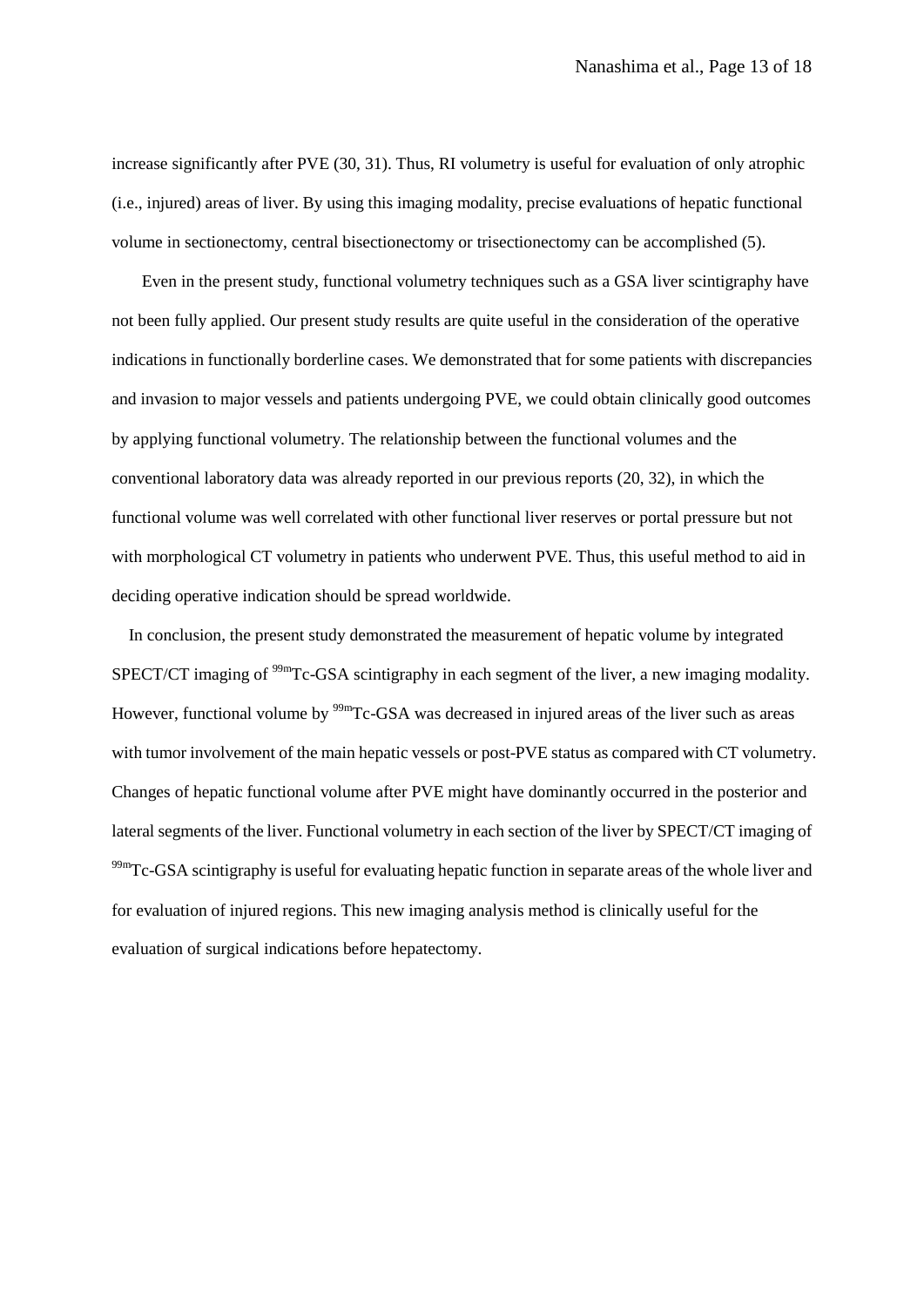increase significantly after PVE (30, 31). Thus, RI volumetry is useful for evaluation of only atrophic (i.e., injured) areas of liver. By using this imaging modality, precise evaluations of hepatic functional volume in sectionectomy, central bisectionectomy or trisectionectomy can be accomplished (5).

Even in the present study, functional volumetry techniques such as a GSA liver scintigraphy have not been fully applied. Our present study results are quite useful in the consideration of the operative indications in functionally borderline cases. We demonstrated that for some patients with discrepancies and invasion to major vessels and patients undergoing PVE, we could obtain clinically good outcomes by applying functional volumetry. The relationship between the functional volumes and the conventional laboratory data was already reported in our previous reports (20, 32), in which the functional volume was well correlated with other functional liver reserves or portal pressure but not with morphological CT volumetry in patients who underwent PVE. Thus, this useful method to aid in deciding operative indication should be spread worldwide.

In conclusion, the present study demonstrated the measurement of hepatic volume by integrated SPECT/CT imaging of $^{99m}$Tc-GSA scintigraphy in each segment of the liver, a new imaging modality. However, functional volume by $^{99m}$Tc-GSA was decreased in injured areas of the liver such as areas with tumor involvement of the main hepatic vessels or post-PVE status as compared with CT volumetry. Changes of hepatic functional volume after PVE might have dominantly occurred in the posterior and lateral segments of the liver. Functional volumetry in each section of the liver by SPECT/CT imaging of $^{99m}$Tc-GSA scintigraphy is useful for evaluating hepatic function in separate areas of the whole liver and for evaluation of injured regions. This new imaging analysis method is clinically useful for the evaluation of surgical indications before hepatectomy.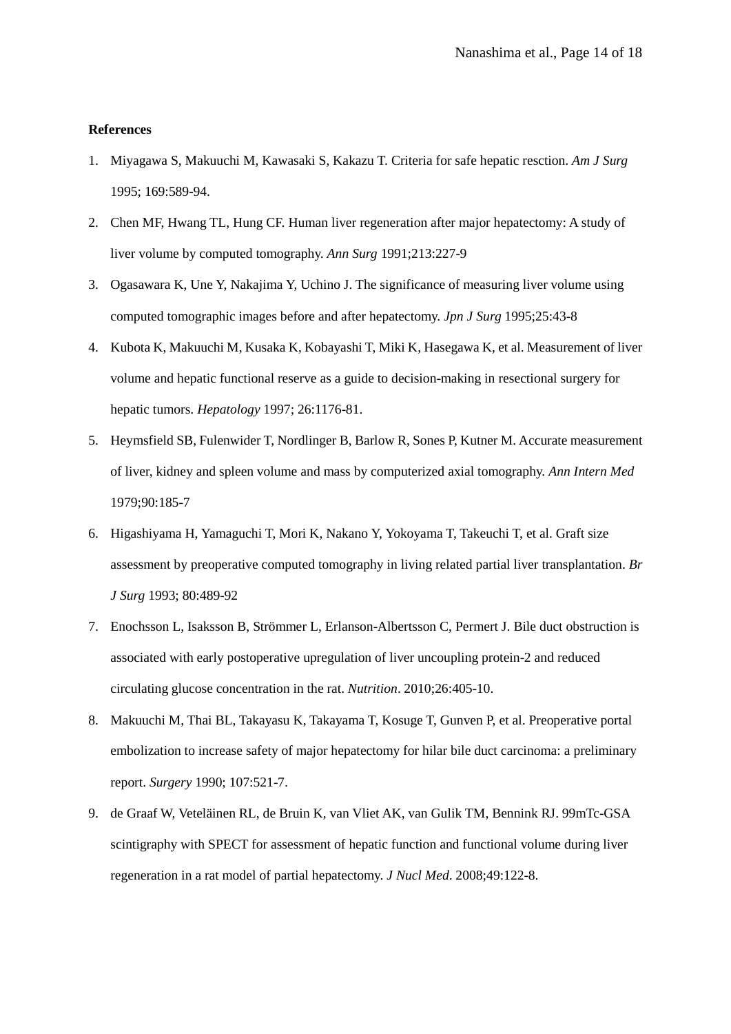**References**

1. Miyagawa S, Makuuchi M, Kawasaki S, Kakazu T. Criteria for safe hepatic resction. *Am J Surg* 1995; 169:589-94.
2. Chen MF, Hwang TL, Hung CF. Human liver regeneration after major hepatectomy: A study of liver volume by computed tomography. *Ann Surg* 1991;213:227-9
3. Ogasawara K, Une Y, Nakajima Y, Uchino J. The significance of measuring liver volume using computed tomographic images before and after hepatectomy. *Jpn J Surg* 1995;25:43-8
4. Kubota K, Makuuchi M, Kusaka K, Kobayashi T, Miki K, Hasegawa K, et al. Measurement of liver volume and hepatic functional reserve as a guide to decision-making in resectional surgery for hepatic tumors. *Hepatology* 1997; 26:1176-81.
5. Heymsfield SB, Fulenwider T, Nordlinger B, Barlow R, Sones P, Kutner M. Accurate measurement of liver, kidney and spleen volume and mass by computerized axial tomography. *Ann Intern Med* 1979;90:185-7
6. Higashiyama H, Yamaguchi T, Mori K, Nakano Y, Yokoyama T, Takeuchi T, et al. Graft size assessment by preoperative computed tomography in living related partial liver transplantation. *Br J Surg* 1993; 80:489-92
7. Enochsson L, Isaksson B, Strömmer L, Erlanson-Albertsson C, Permert J. Bile duct obstruction is associated with early postoperative upregulation of liver uncoupling protein-2 and reduced circulating glucose concentration in the rat. *Nutrition*. 2010;26:405-10.
8. Makuuchi M, Thai BL, Takayasu K, Takayama T, Kosuge T, Gunven P, et al. Preoperative portal embolization to increase safety of major hepatectomy for hilar bile duct carcinoma: a preliminary report. *Surgery* 1990; 107:521-7.
9. de Graaf W, Veteläinen RL, de Bruin K, van Vliet AK, van Gulik TM, Bennink RJ. 99mTc-GSA scintigraphy with SPECT for assessment of hepatic function and functional volume during liver regeneration in a rat model of partial hepatectomy. *J Nucl Med*. 2008;49:122-8.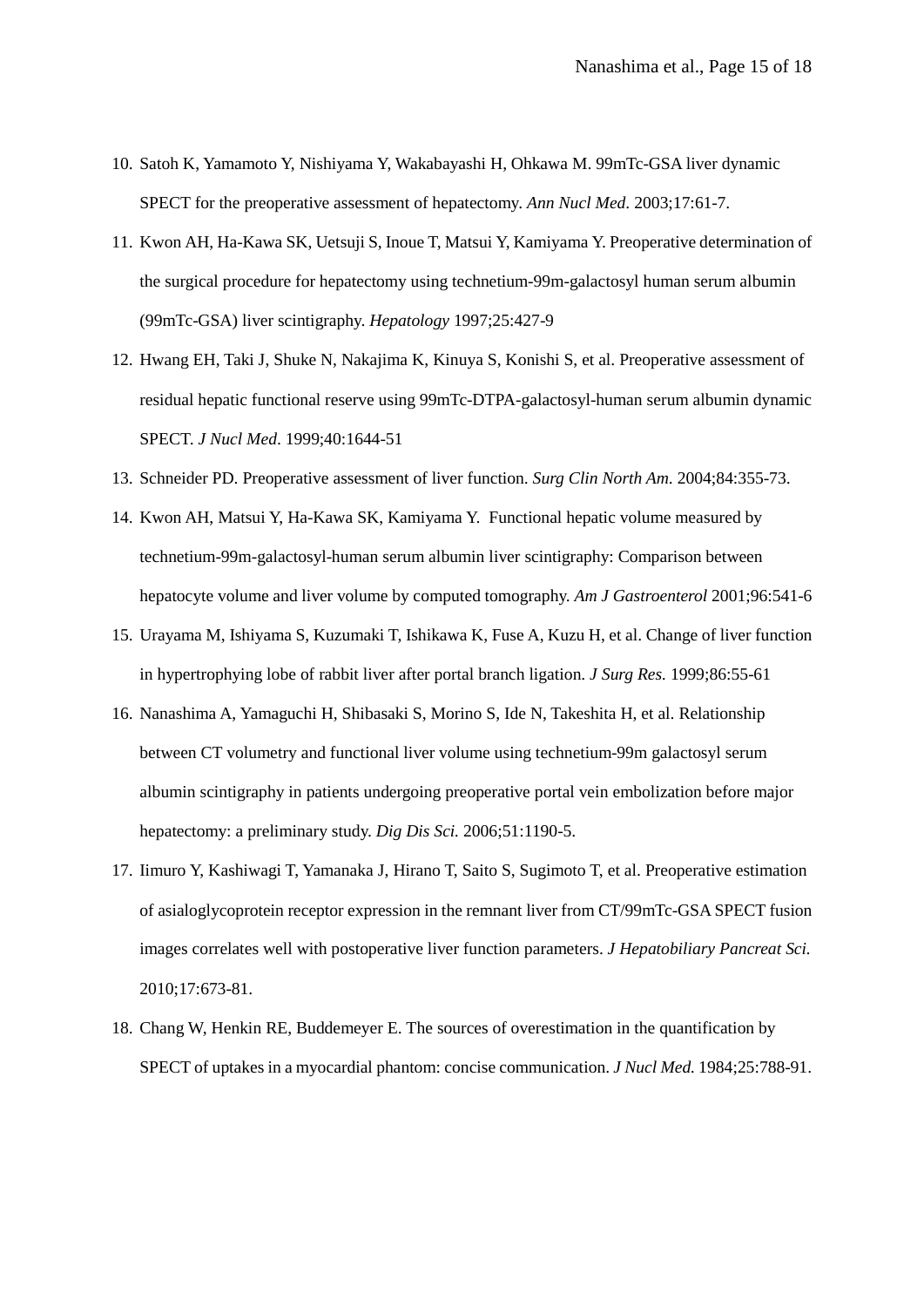10. Satoh K, Yamamoto Y, Nishiyama Y, Wakabayashi H, Ohkawa M. 99mTc-GSA liver dynamic SPECT for the preoperative assessment of hepatectomy. *Ann Nucl Med*. 2003;17:61-7.
11. Kwon AH, Ha-Kawa SK, Uetsuji S, Inoue T, Matsui Y, Kamiyama Y. Preoperative determination of the surgical procedure for hepatectomy using technetium-99m-galactosyl human serum albumin (99mTc-GSA) liver scintigraphy. *Hepatology* 1997;25:427-9
12. Hwang EH, Taki J, Shuke N, Nakajima K, Kinuya S, Konishi S, et al. Preoperative assessment of residual hepatic functional reserve using 99mTc-DTPA-galactosyl-human serum albumin dynamic SPECT. *J Nucl Med*. 1999;40:1644-51
13. Schneider PD. Preoperative assessment of liver function. *Surg Clin North Am*. 2004;84:355-73.
14. Kwon AH, Matsui Y, Ha-Kawa SK, Kamiyama Y. Functional hepatic volume measured by technetium-99m-galactosyl-human serum albumin liver scintigraphy: Comparison between hepatocyte volume and liver volume by computed tomography. *Am J Gastroenterol* 2001;96:541-6
15. Urayama M, Ishiyama S, Kuzumaki T, Ishikawa K, Fuse A, Kuzu H, et al. Change of liver function in hypertrophying lobe of rabbit liver after portal branch ligation. *J Surg Res.* 1999;86:55-61
16. Nanashima A, Yamaguchi H, Shibasaki S, Morino S, Ide N, Takeshita H, et al. Relationship between CT volumetry and functional liver volume using technetium-99m galactosyl serum albumin scintigraphy in patients undergoing preoperative portal vein embolization before major hepatectomy: a preliminary study. *Dig Dis Sci.* 2006;51:1190-5.
17. Iimuro Y, Kashiwagi T, Yamanaka J, Hirano T, Saito S, Sugimoto T, et al. Preoperative estimation of asialoglycoprotein receptor expression in the remnant liver from CT/99mTc-GSA SPECT fusion images correlates well with postoperative liver function parameters. *J Hepatobiliary Pancreat Sci.* 2010;17:673-81.
18. Chang W, Henkin RE, Buddemeyer E. The sources of overestimation in the quantification by SPECT of uptakes in a myocardial phantom: concise communication. *J Nucl Med.* 1984;25:788-91.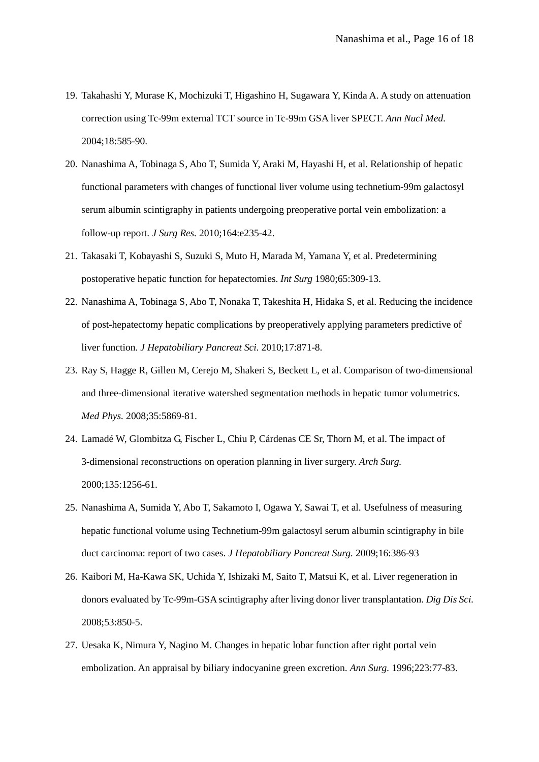19. Takahashi Y, Murase K, Mochizuki T, Higashino H, Sugawara Y, Kinda A. A study on attenuation correction using Tc-99m external TCT source in Tc-99m GSA liver SPECT. *Ann Nucl Med.* 2004;18:585-90.
20. Nanashima A, Tobinaga S, Abo T, Sumida Y, Araki M, Hayashi H, et al. Relationship of hepatic functional parameters with changes of functional liver volume using technetium-99m galactosyl serum albumin scintigraphy in patients undergoing preoperative portal vein embolization: a follow-up report. *J Surg Res.* 2010;164:e235-42.
21. Takasaki T, Kobayashi S, Suzuki S, Muto H, Marada M, Yamana Y, et al. Predetermining postoperative hepatic function for hepatectomies. *Int Surg* 1980;65:309-13.
22. Nanashima A, Tobinaga S, Abo T, Nonaka T, Takeshita H, Hidaka S, et al. Reducing the incidence of post-hepatectomy hepatic complications by preoperatively applying parameters predictive of liver function. *J Hepatobiliary Pancreat Sci.* 2010;17:871-8.
23. Ray S, Hagge R, Gillen M, Cerejo M, Shakeri S, Beckett L, et al. Comparison of two-dimensional and three-dimensional iterative watershed segmentation methods in hepatic tumor volumetrics. *Med Phys.* 2008;35:5869-81.
24. Lamadé W, Glombitza G, Fischer L, Chiu P, Cárdenas CE Sr, Thorn M, et al. The impact of 3-dimensional reconstructions on operation planning in liver surgery. *Arch Surg.* 2000;135:1256-61.
25. Nanashima A, Sumida Y, Abo T, Sakamoto I, Ogawa Y, Sawai T, et al. Usefulness of measuring hepatic functional volume using Technetium-99m galactosyl serum albumin scintigraphy in bile duct carcinoma: report of two cases. *J Hepatobiliary Pancreat Surg.* 2009;16:386-93
26. Kaibori M, Ha-Kawa SK, Uchida Y, Ishizaki M, Saito T, Matsui K, et al. Liver regeneration in donors evaluated by Tc-99m-GSA scintigraphy after living donor liver transplantation. *Dig Dis Sci.* 2008;53:850-5.
27. Uesaka K, Nimura Y, Nagino M. Changes in hepatic lobar function after right portal vein embolization. An appraisal by biliary indocyanine green excretion. *Ann Surg.* 1996;223:77-83.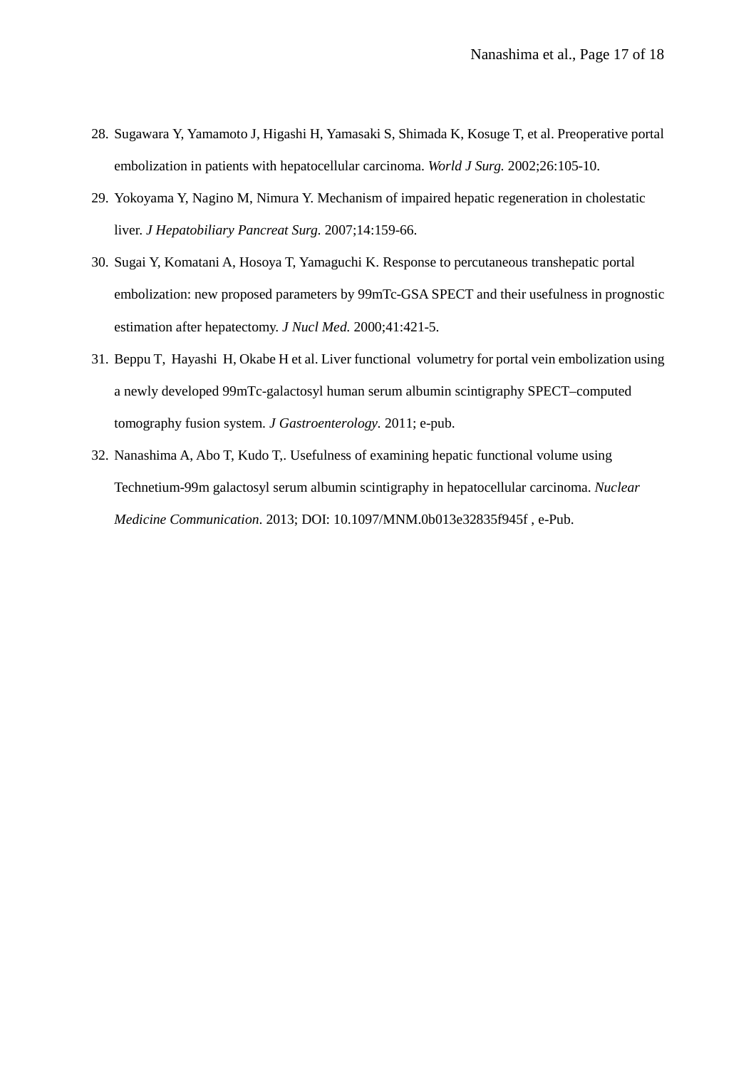28. Sugawara Y, Yamamoto J, Higashi H, Yamasaki S, Shimada K, Kosuge T, et al. Preoperative portal embolization in patients with hepatocellular carcinoma. *World J Surg.* 2002;26:105-10.
29. Yokoyama Y, Nagino M, Nimura Y. Mechanism of impaired hepatic regeneration in cholestatic liver. *J Hepatobiliary Pancreat Surg.* 2007;14:159-66.
30. Sugai Y, Komatani A, Hosoya T, Yamaguchi K. Response to percutaneous transhepatic portal embolization: new proposed parameters by 99mTc-GSA SPECT and their usefulness in prognostic estimation after hepatectomy. *J Nucl Med.* 2000;41:421-5.
31. Beppu T, Hayashi H, Okabe H et al. Liver functional volumetry for portal vein embolization using a newly developed 99mTc-galactosyl human serum albumin scintigraphy SPECT–computed tomography fusion system. *J Gastroenterology.* 2011; e-pub.
32. Nanashima A, Abo T, Kudo T,. Usefulness of examining hepatic functional volume using Technetium-99m galactosyl serum albumin scintigraphy in hepatocellular carcinoma. *Nuclear Medicine Communication*. 2013; DOI: 10.1097/MNM.0b013e32835f945f , e-Pub.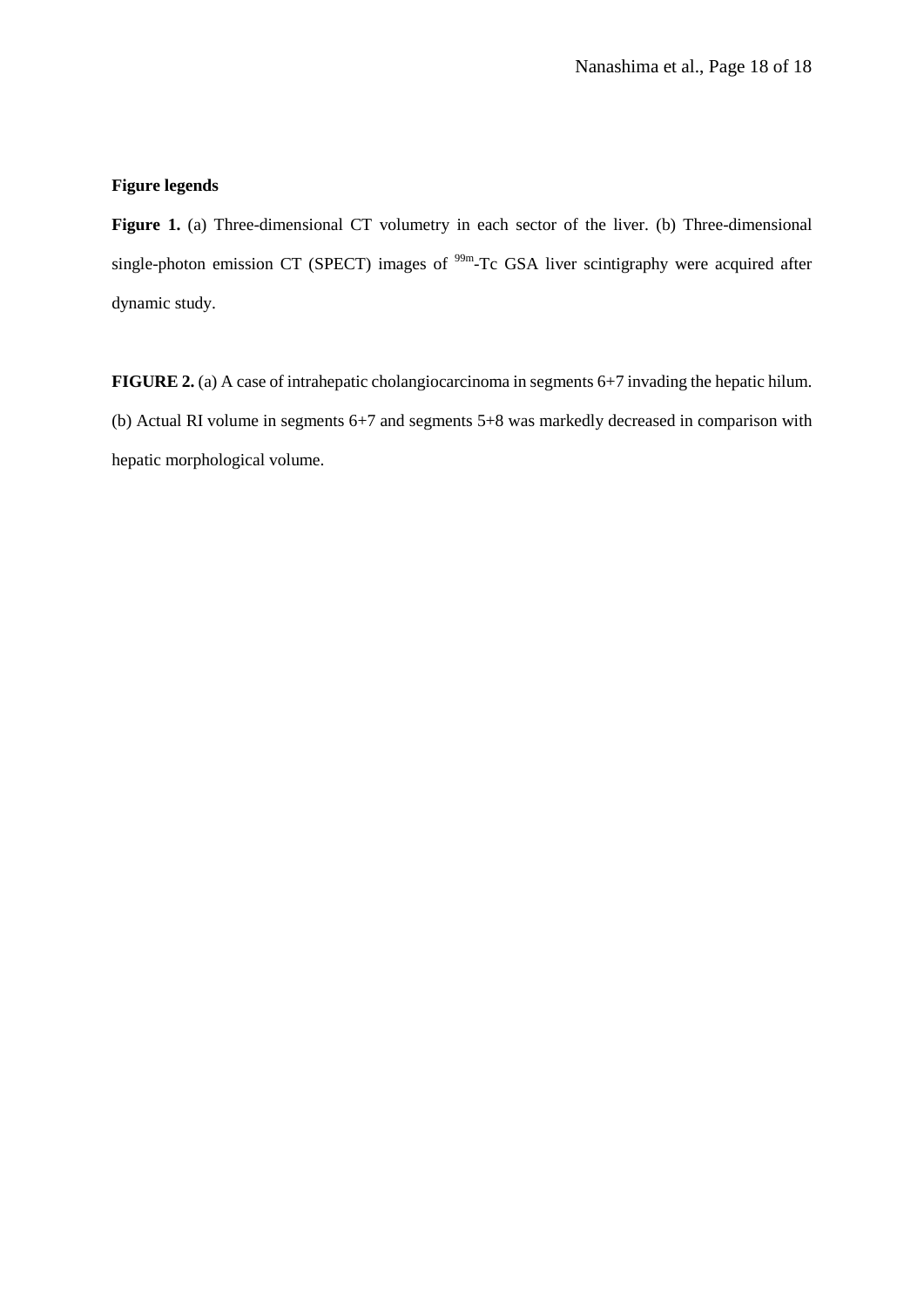## Figure legends

**Figure 1.** (a) Three-dimensional CT volumetry in each sector of the liver. (b) Three-dimensional single-photon emission CT (SPECT) images of $^{99m}$-Tc GSA liver scintigraphy were acquired after dynamic study.

**FIGURE 2.** (a) A case of intrahepatic cholangiocarcinoma in segments 6+7 invading the hepatic hilum. (b) Actual RI volume in segments 6+7 and segments 5+8 was markedly decreased in comparison with hepatic morphological volume.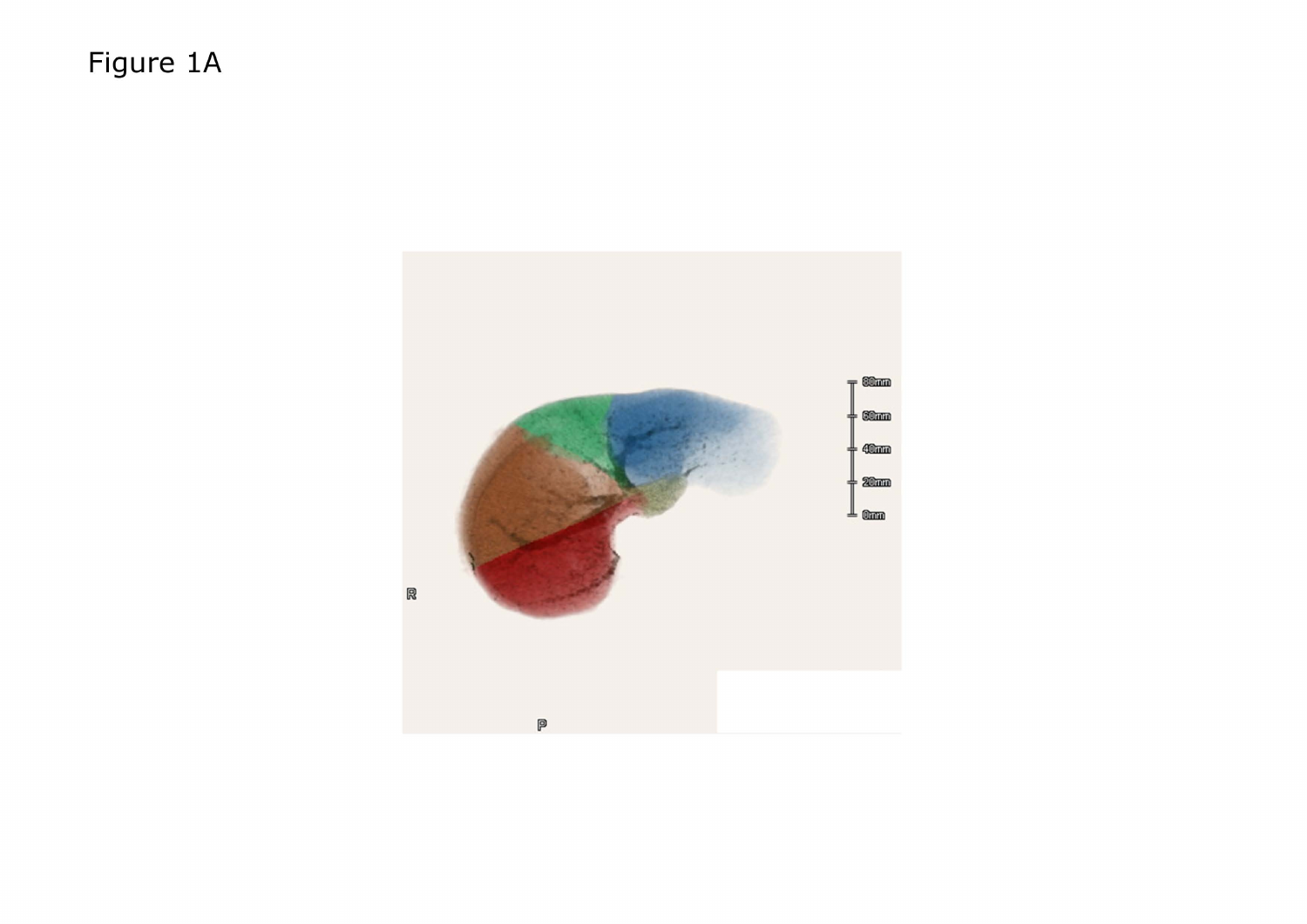Figure 1A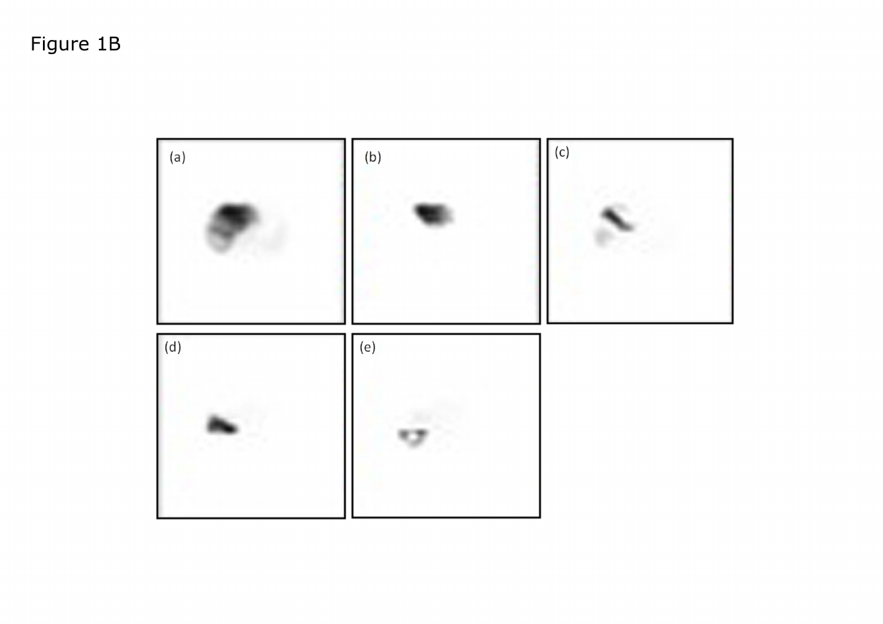Figure 1B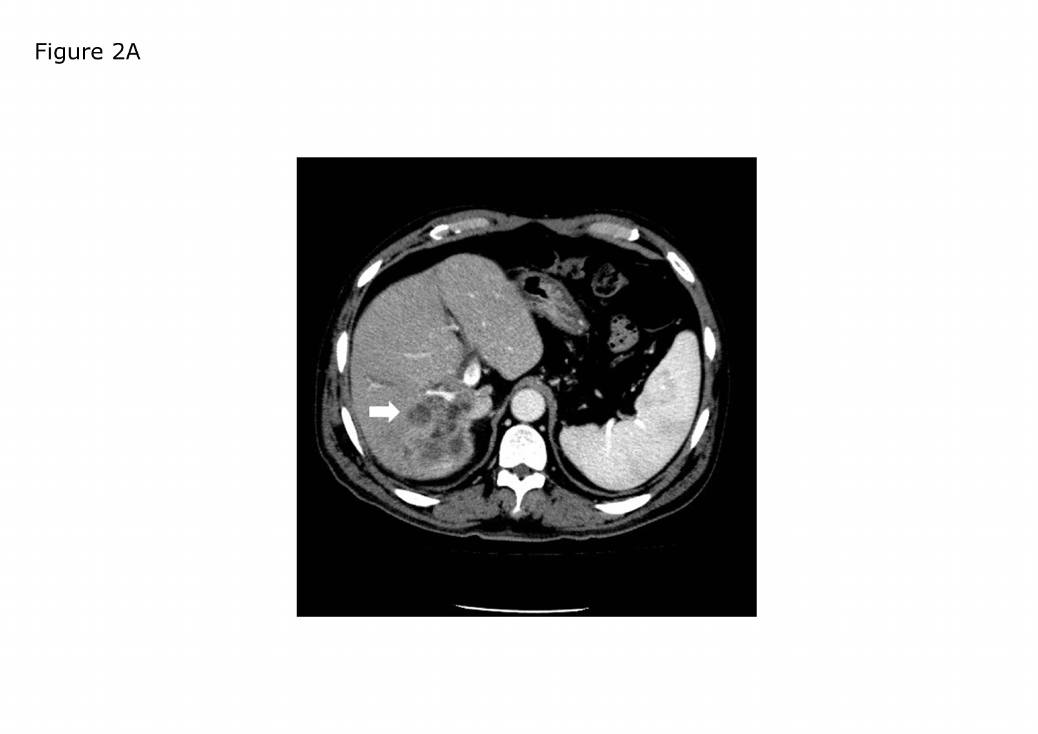Figure 2A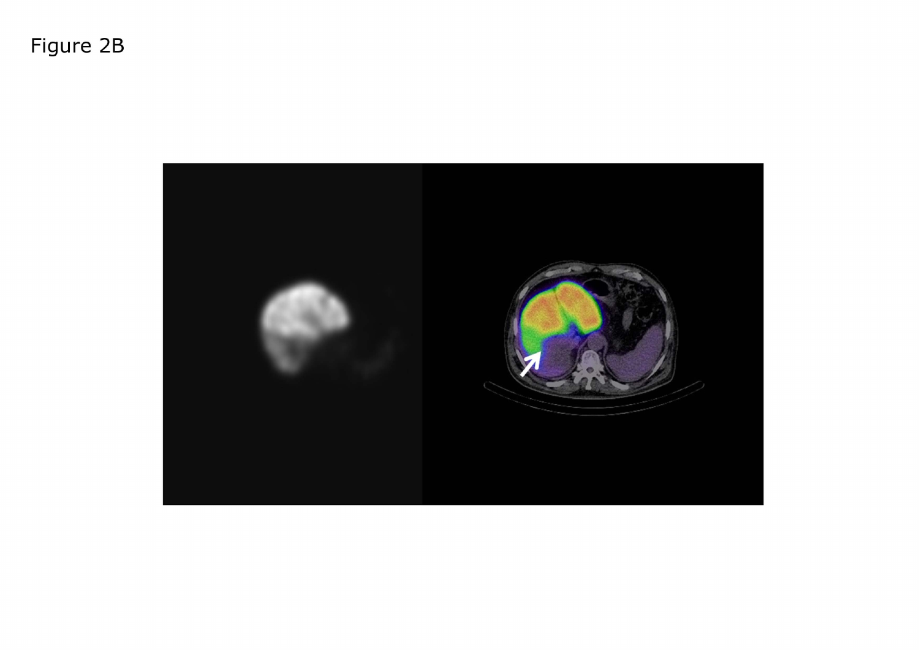Figure 2B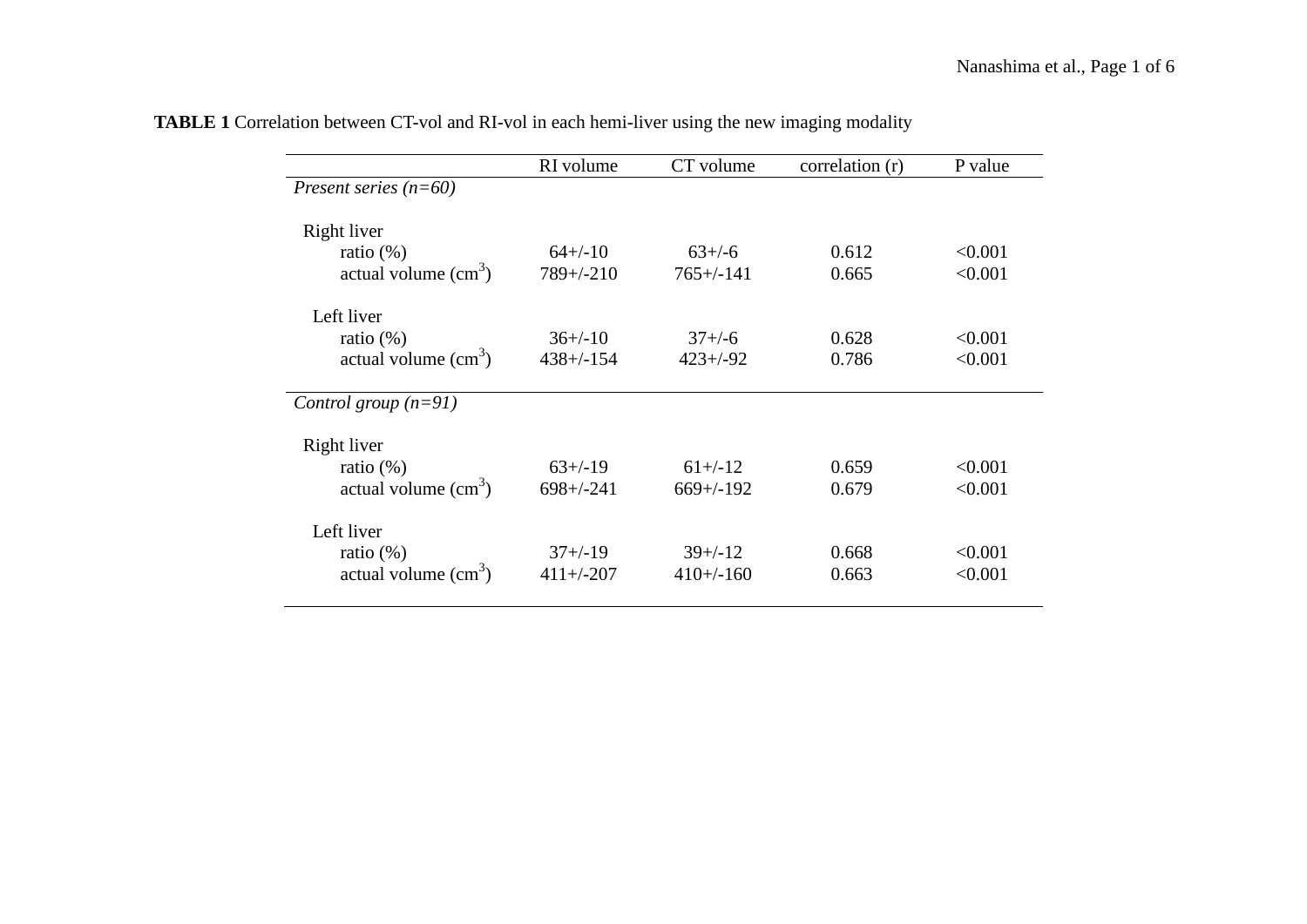**TABLE 1** Correlation between CT-vol and RI-vol in each hemi-liver using the new imaging modality

| | RI volume | CT volume | correlation (r) | P value |
|---|---|---|---|---|
| *Present series (n=60)* | | | | |
| Right liver | | | | |
| ratio (%) | 64+/-10 | 63+/-6 | 0.612 | <0.001 |
| actual volume ($cm^3$) | 789+/-210 | 765+/-141 | 0.665 | <0.001 |
| Left liver | | | | |
| ratio (%) | 36+/-10 | 37+/-6 | 0.628 | <0.001 |
| actual volume ($cm^3$) | 438+/-154 | 423+/-92 | 0.786 | <0.001 |
| *Control group (n=91)* | | | | |
| Right liver | | | | |
| ratio (%) | 63+/-19 | 61+/-12 | 0.659 | <0.001 |
| actual volume ($cm^3$) | 698+/-241 | 669+/-192 | 0.679 | <0.001 |
| Left liver | | | | |
| ratio (%) | 37+/-19 | 39+/-12 | 0.668 | <0.001 |
| actual volume ($cm^3$) | 411+/-207 | 410+/-160 | 0.663 | <0.001 |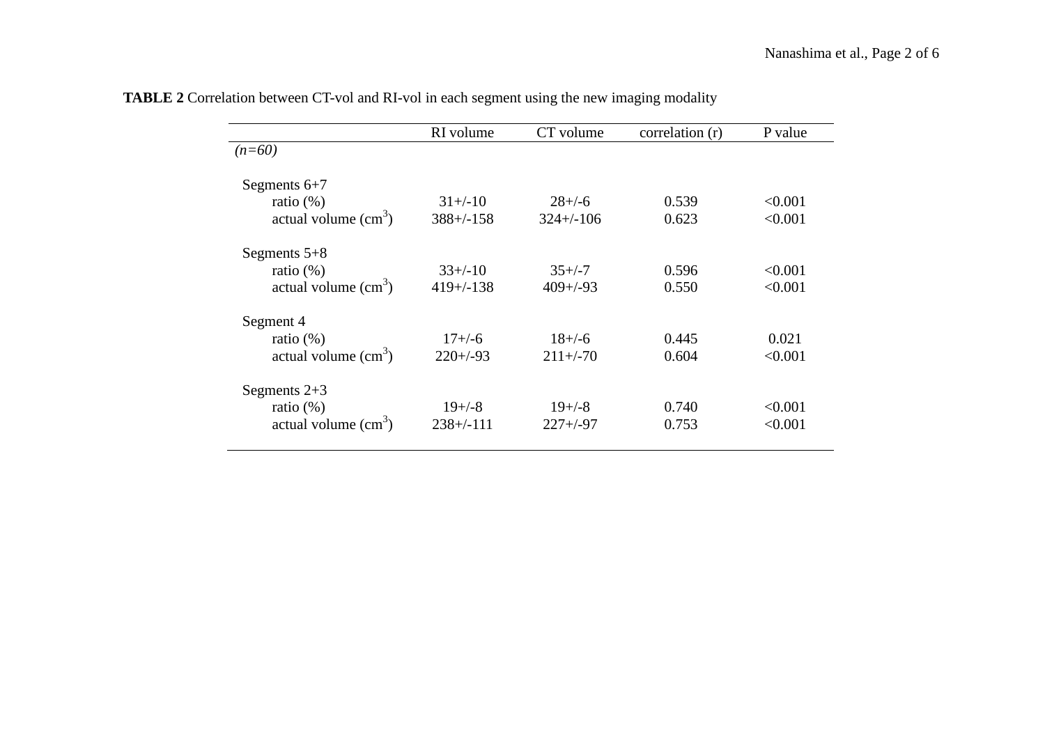**TABLE 2** Correlation between CT-vol and RI-vol in each segment using the new imaging modality

| | RI volume | CT volume | correlation (r) | P value |
|---|---|---|---|---|
| *(n=60)* | | | | |
| Segments 6+7 | | | | |
| ratio (%) | 31+/-10 | 28+/-6 | 0.539 | <0.001 |
| actual volume ($cm^3$) | 388+/-158 | 324+/-106 | 0.623 | <0.001 |
| Segments 5+8 | | | | |
| ratio (%) | 33+/-10 | 35+/-7 | 0.596 | <0.001 |
| actual volume ($cm^3$) | 419+/-138 | 409+/-93 | 0.550 | <0.001 |
| Segment 4 | | | | |
| ratio (%) | 17+/-6 | 18+/-6 | 0.445 | 0.021 |
| actual volume ($cm^3$) | 220+/-93 | 211+/-70 | 0.604 | <0.001 |
| Segments 2+3 | | | | |
| ratio (%) | 19+/-8 | 19+/-8 | 0.740 | <0.001 |
| actual volume ($cm^3$) | 238+/-111 | 227+/-97 | 0.753 | <0.001 |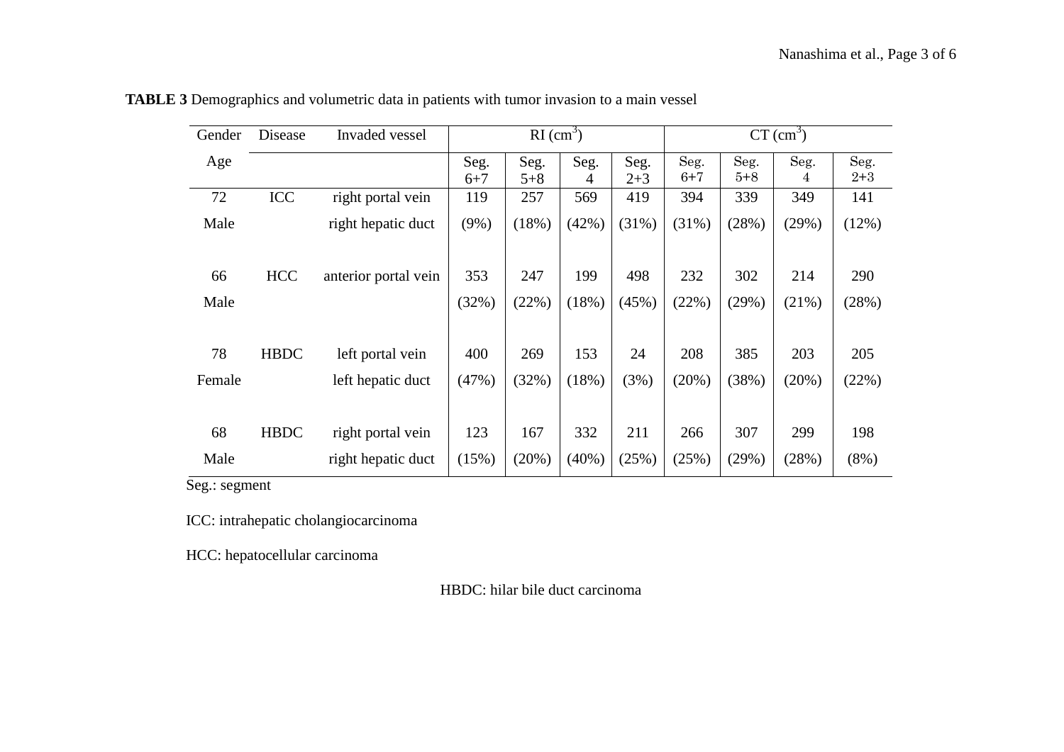**TABLE 3** Demographics and volumetric data in patients with tumor invasion to a main vessel

| Gender Age | Disease | Invaded vessel | RI ($cm^3$) | | | | CT ($cm^3$) | | | |
|---|---|---|---|---|---|---|---|---|---|---|
| | | | Seg. 6+7 | Seg. 5+8 | Seg. 4 | Seg. 2+3 | Seg. 6+7 | Seg. 5+8 | Seg. 4 | Seg. 2+3 |
| 72 Male | ICC | right portal vein right hepatic duct | 119 (9%) | 257 (18%) | 569 (42%) | 419 (31%) | 394 (31%) | 339 (28%) | 349 (29%) | 141 (12%) |
| 66 Male | HCC | anterior portal vein | 353 (32%) | 247 (22%) | 199 (18%) | 498 (45%) | 232 (22%) | 302 (29%) | 214 (21%) | 290 (28%) |
| 78 Female | HBDC | left portal vein left hepatic duct | 400 (47%) | 269 (32%) | 153 (18%) | 24 (3%) | 208 (20%) | 385 (38%) | 203 (20%) | 205 (22%) |
| 68 Male | HBDC | right portal vein right hepatic duct | 123 (15%) | 167 (20%) | 332 (40%) | 211 (25%) | 266 (25%) | 307 (29%) | 299 (28%) | 198 (8%) |

Seg.: segment

ICC: intrahepatic cholangiocarcinoma

HCC: hepatocellular carcinoma

HBDC: hilar bile duct carcinoma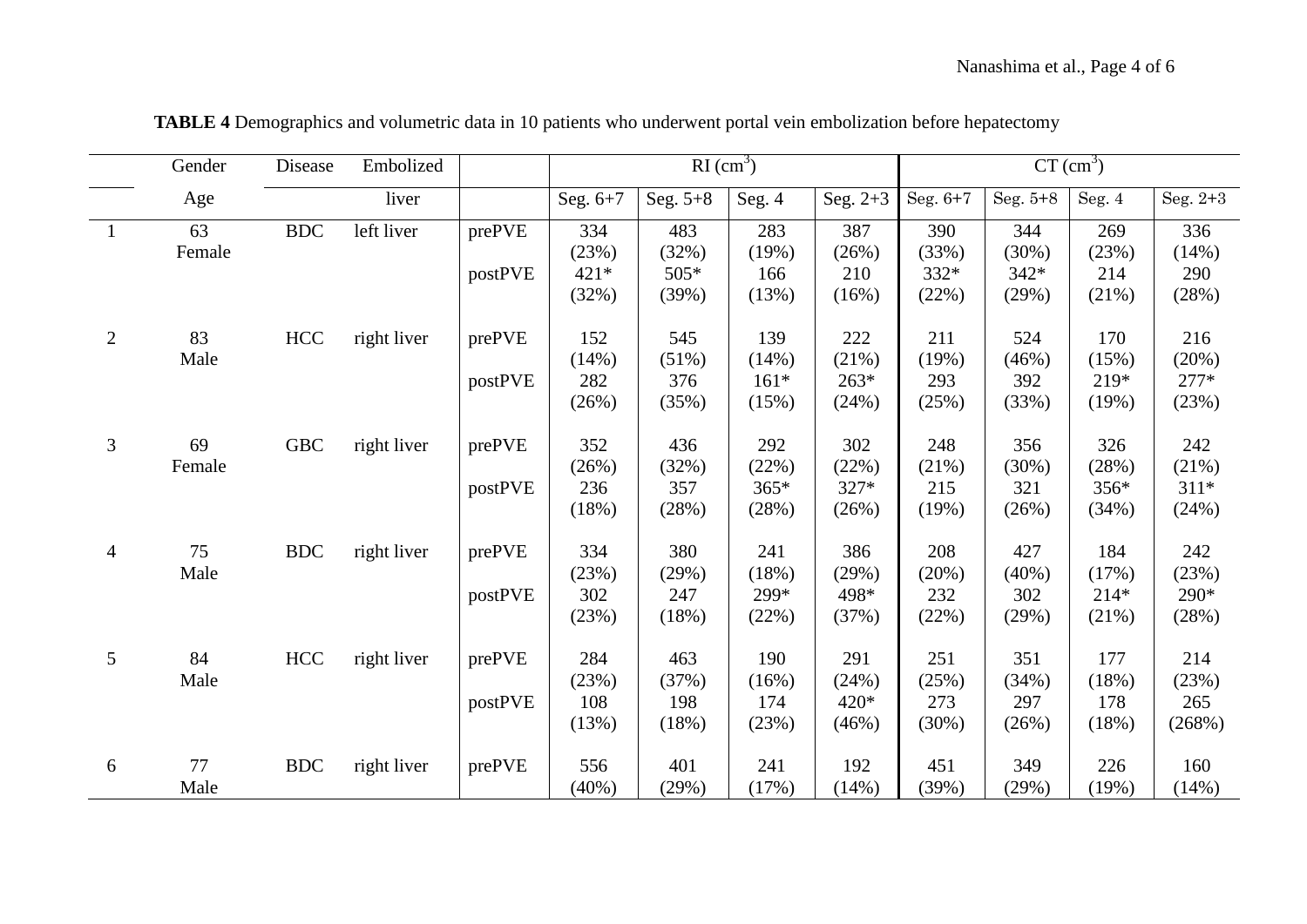**TABLE 4** Demographics and volumetric data in 10 patients who underwent portal vein embolization before hepatectomy

| | Gender | Disease | Embolized | | RI ($cm^3$) | | | | CT ($cm^3$) | | | |
|---|---|---|---|---|---|---|---|---|---|---|---|---|
| | Age | | liver | | Seg. 6+7 | Seg. 5+8 | Seg. 4 | Seg. 2+3 | Seg. 6+7 | Seg. 5+8 | Seg. 4 | Seg. 2+3 |
| 1 | 63 Female | BDC | left liver | prePVE | 334 (23%) | 483 (32%) | 283 (19%) | 387 (26%) | 390 (33%) | 344 (30%) | 269 (23%) | 336 (14%) |
| | | | | postPVE | 421* (32%) | 505* (39%) | 166 (13%) | 210 (16%) | 332* (22%) | 342* (29%) | 214 (21%) | 290 (28%) |
| 2 | 83 Male | HCC | right liver | prePVE | 152 (14%) | 545 (51%) | 139 (14%) | 222 (21%) | 211 (19%) | 524 (46%) | 170 (15%) | 216 (20%) |
| | | | | postPVE | 282 (26%) | 376 (35%) | 161* (15%) | 263* (24%) | 293 (25%) | 392 (33%) | 219* (19%) | 277* (23%) |
| 3 | 69 Female | GBC | right liver | prePVE | 352 (26%) | 436 (32%) | 292 (22%) | 302 (22%) | 248 (21%) | 356 (30%) | 326 (28%) | 242 (21%) |
| | | | | postPVE | 236 (18%) | 357 (28%) | 365* (28%) | 327* (26%) | 215 (19%) | 321 (26%) | 356* (34%) | 311* (24%) |
| 4 | 75 Male | BDC | right liver | prePVE | 334 (23%) | 380 (29%) | 241 (18%) | 386 (29%) | 208 (20%) | 427 (40%) | 184 (17%) | 242 (23%) |
| | | | | postPVE | 302 (23%) | 247 (18%) | 299* (22%) | 498* (37%) | 232 (22%) | 302 (29%) | 214* (21%) | 290* (28%) |
| 5 | 84 Male | HCC | right liver | prePVE | 284 (23%) | 463 (37%) | 190 (16%) | 291 (24%) | 251 (25%) | 351 (34%) | 177 (18%) | 214 (23%) |
| | | | | postPVE | 108 (13%) | 198 (18%) | 174 (23%) | 420* (46%) | 273 (30%) | 297 (26%) | 178 (18%) | 265 (268%) |
| 6 | 77 Male | BDC | right liver | prePVE | 556 (40%) | 401 (29%) | 241 (17%) | 192 (14%) | 451 (39%) | 349 (29%) | 226 (19%) | 160 (14%) |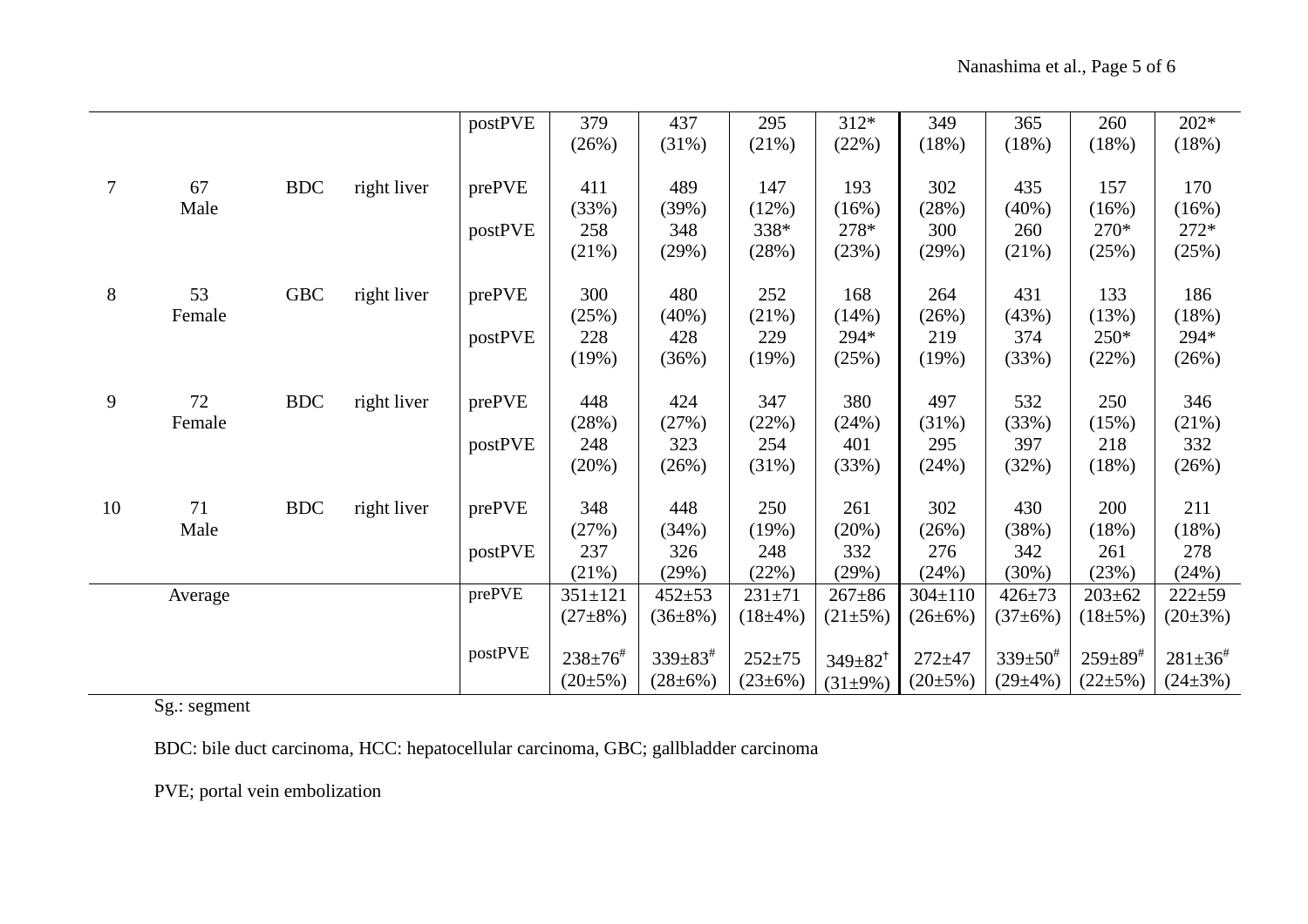| | | | | | | | | | | | | |
|---|---|---|---|---|---|---|---|---|---|---|---|---|
| | | | | postPVE | 379 (26%) | 437 (31%) | 295 (21%) | 312* (22%) | 349 (18%) | 365 (18%) | 260 (18%) | 202* (18%) |
| 7 | 67 Male | BDC | right liver | prePVE | 411 (33%) | 489 (39%) | 147 (12%) | 193 (16%) | 302 (28%) | 435 (40%) | 157 (16%) | 170 (16%) |
| | | | | postPVE | 258 (21%) | 348 (29%) | 338* (28%) | 278* (23%) | 300 (29%) | 260 (21%) | 270* (25%) | 272* (25%) |
| 8 | 53 Female | GBC | right liver | prePVE | 300 (25%) | 480 (40%) | 252 (21%) | 168 (14%) | 264 (26%) | 431 (43%) | 133 (13%) | 186 (18%) |
| | | | | postPVE | 228 (19%) | 428 (36%) | 229 (19%) | 294* (25%) | 219 (19%) | 374 (33%) | 250* (22%) | 294* (26%) |
| 9 | 72 Female | BDC | right liver | prePVE | 448 (28%) | 424 (27%) | 347 (22%) | 380 (24%) | 497 (31%) | 532 (33%) | 250 (15%) | 346 (21%) |
| | | | | postPVE | 248 (20%) | 323 (26%) | 254 (31%) | 401 (33%) | 295 (24%) | 397 (32%) | 218 (18%) | 332 (26%) |
| 10 | 71 Male | BDC | right liver | prePVE | 348 (27%) | 448 (34%) | 250 (19%) | 261 (20%) | 302 (26%) | 430 (38%) | 200 (18%) | 211 (18%) |
| | | | | postPVE | 237 (21%) | 326 (29%) | 248 (22%) | 332 (29%) | 276 (24%) | 342 (30%) | 261 (23%) | 278 (24%) |
| | Average | | | prePVE | 351±121 (27±8%) | 452±53 (36±8%) | 231±71 (18±4%) | 267±86 (21±5%) | 304±110 (26±6%) | 426±73 (37±6%) | 203±62 (18±5%) | 222±59 (20±3%) |
| | | | | postPVE | 238±76# (20±5%) | 339±83# (28±6%) | 252±75 (23±6%) | 349±82† (31±9%) | 272±47 (20±5%) | 339±50# (29±4%) | 259±89# (22±5%) | 281±36# (24±3%) |

Sg.: segment

BDC: bile duct carcinoma, HCC: hepatocellular carcinoma, GBC; gallbladder carcinoma

PVE; portal vein embolization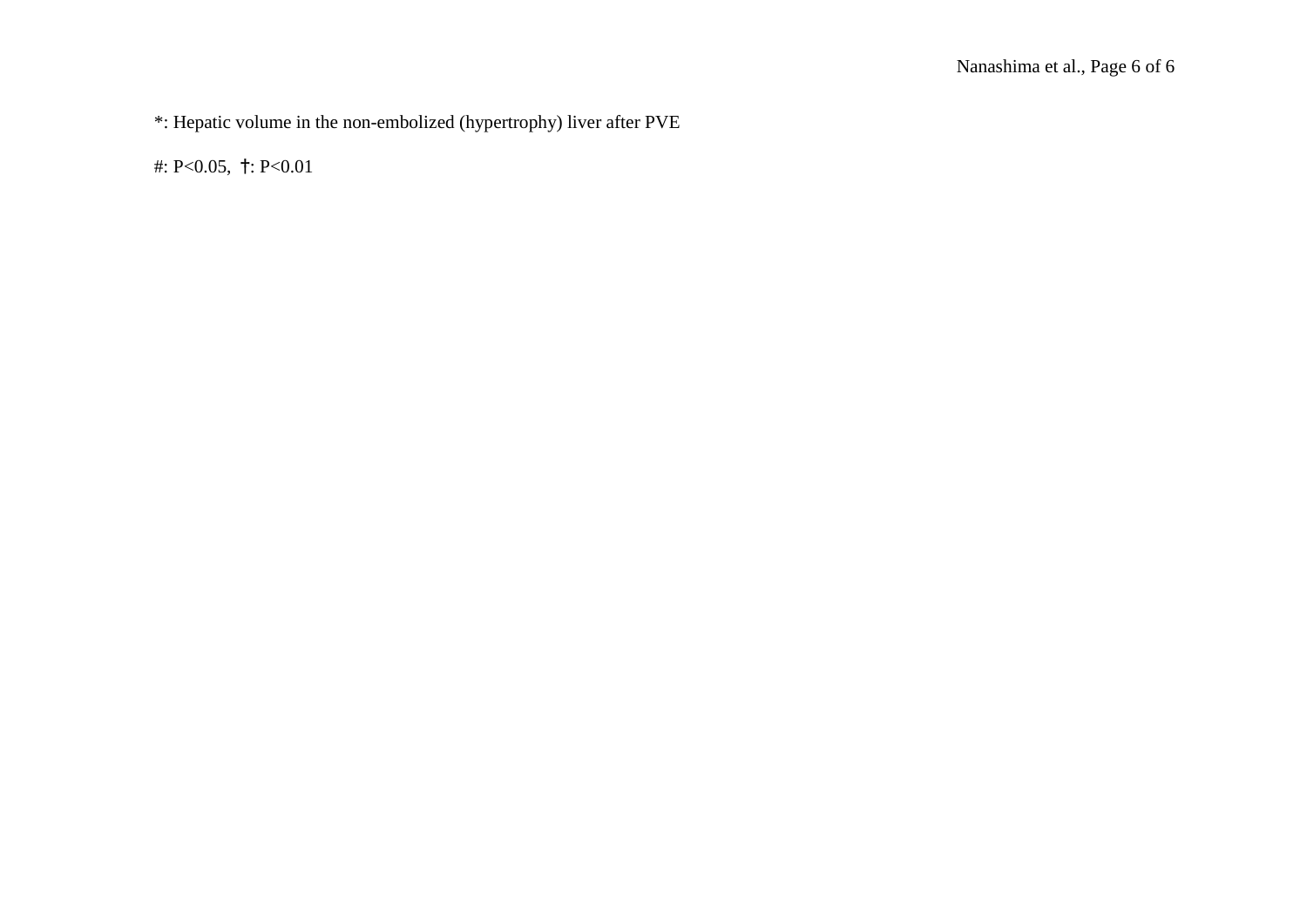*: Hepatic volume in the non-embolized (hypertrophy) liver after PVE

#: $P<0.05$, †: $P<0.01$